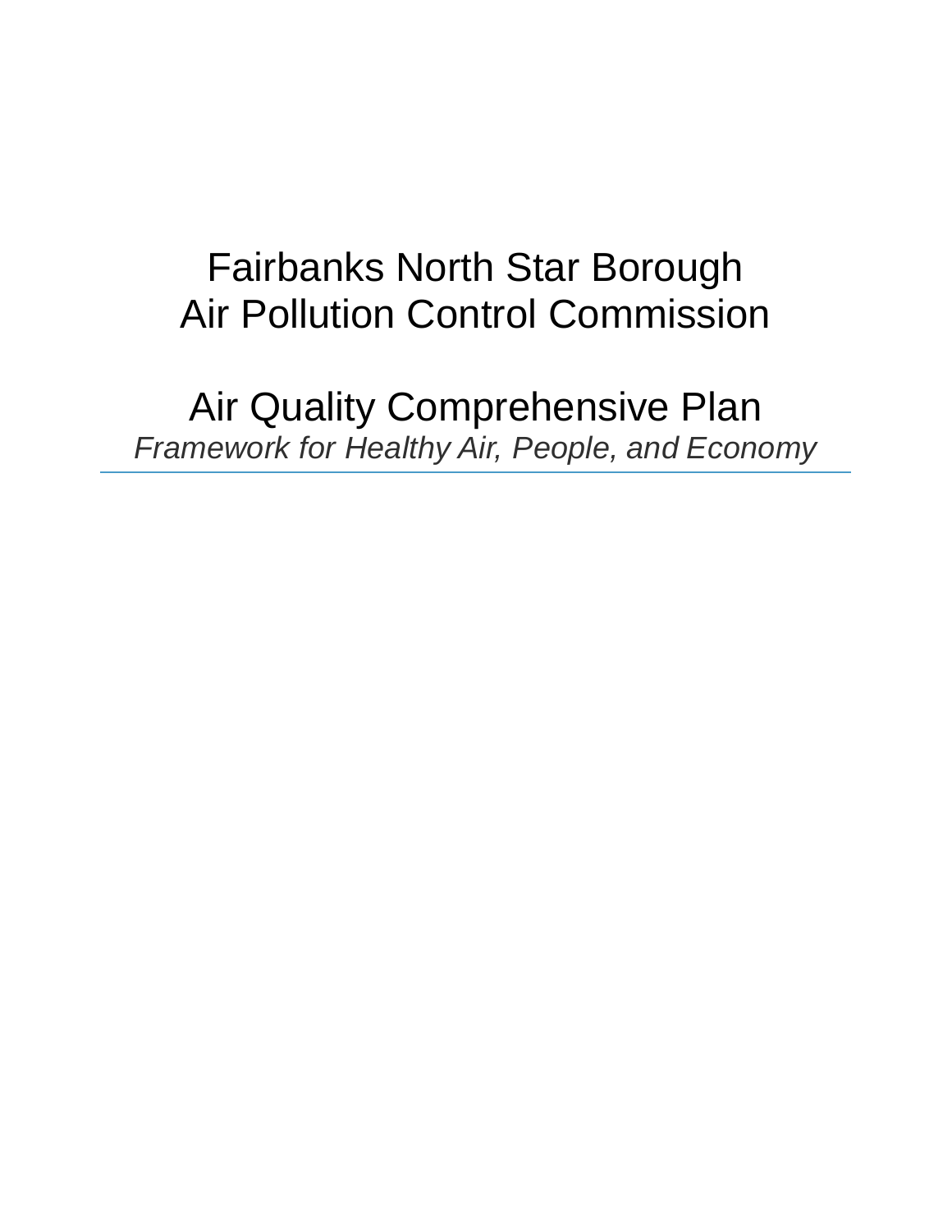# Fairbanks North Star Borough
# Air Pollution Control Commission

# Air Quality Comprehensive Plan

*Framework for Healthy Air, People, and Economy*

---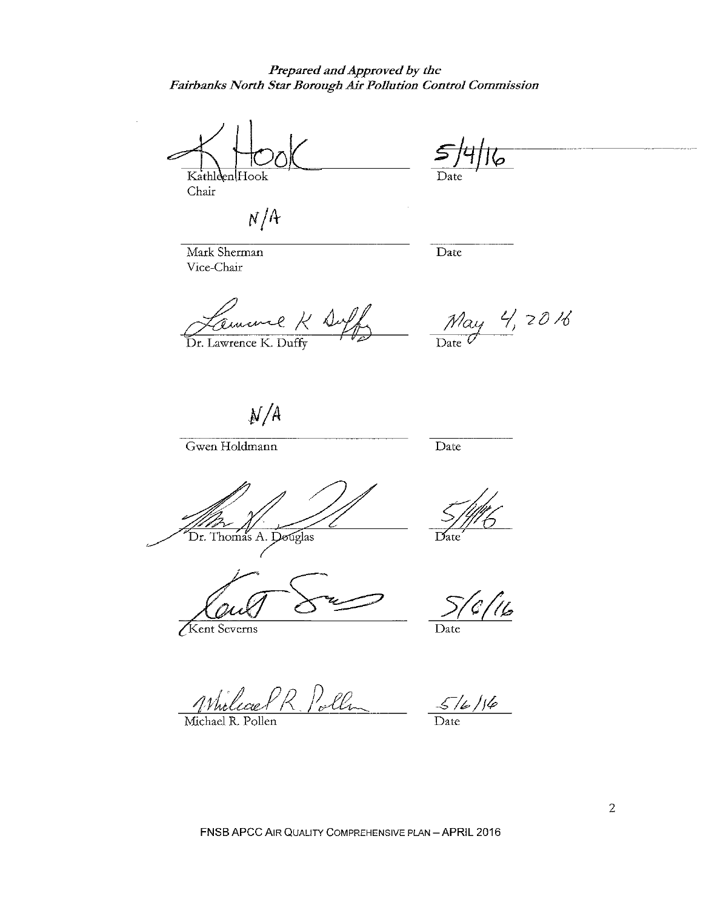***Prepared and Approved by the Fairbanks North Star Borough Air Pollution Control Commission***

K Hook — 5/4/16
Kathleen Hook, Chair — Date

N/A
Mark Sherman, Vice-Chair — Date

Lawrence K Duffy — May 4, 2016
Dr. Lawrence K. Duffy — Date

N/A
Gwen Holdmann — Date

5/4/16
Dr. Thomas A. Douglas — Date

5/6/16
Kent Severns — Date

Michael R. Pollen — 5/6/16
Michael R. Pollen — Date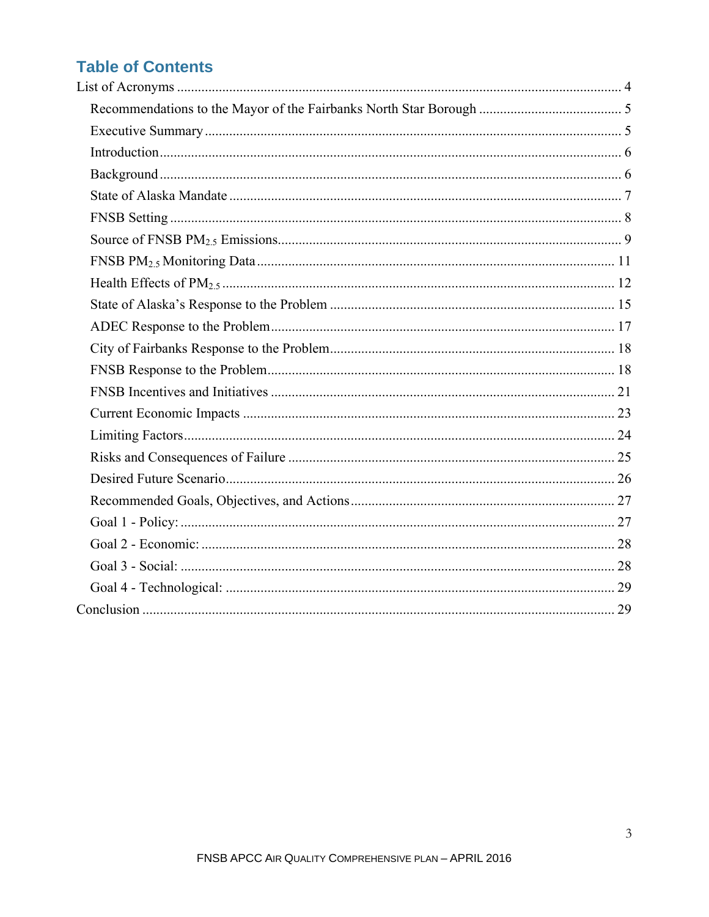# Table of Contents

List of Acronyms ..... 4

- Recommendations to the Mayor of the Fairbanks North Star Borough ..... 5
- Executive Summary ..... 5
- Introduction ..... 6
- Background ..... 6
- State of Alaska Mandate ..... 7
- FNSB Setting ..... 8
- Source of FNSB $PM_{2.5}$ Emissions ..... 9
- FNSB $PM_{2.5}$ Monitoring Data ..... 11
- Health Effects of $PM_{2.5}$ ..... 12
- State of Alaska's Response to the Problem ..... 15
- ADEC Response to the Problem ..... 17
- City of Fairbanks Response to the Problem ..... 18
- FNSB Response to the Problem ..... 18
- FNSB Incentives and Initiatives ..... 21
- Current Economic Impacts ..... 23
- Limiting Factors ..... 24
- Risks and Consequences of Failure ..... 25
- Desired Future Scenario ..... 26
- Recommended Goals, Objectives, and Actions ..... 27
- Goal 1 - Policy: ..... 27
- Goal 2 - Economic: ..... 28
- Goal 3 - Social: ..... 28
- Goal 4 - Technological: ..... 29

Conclusion ..... 29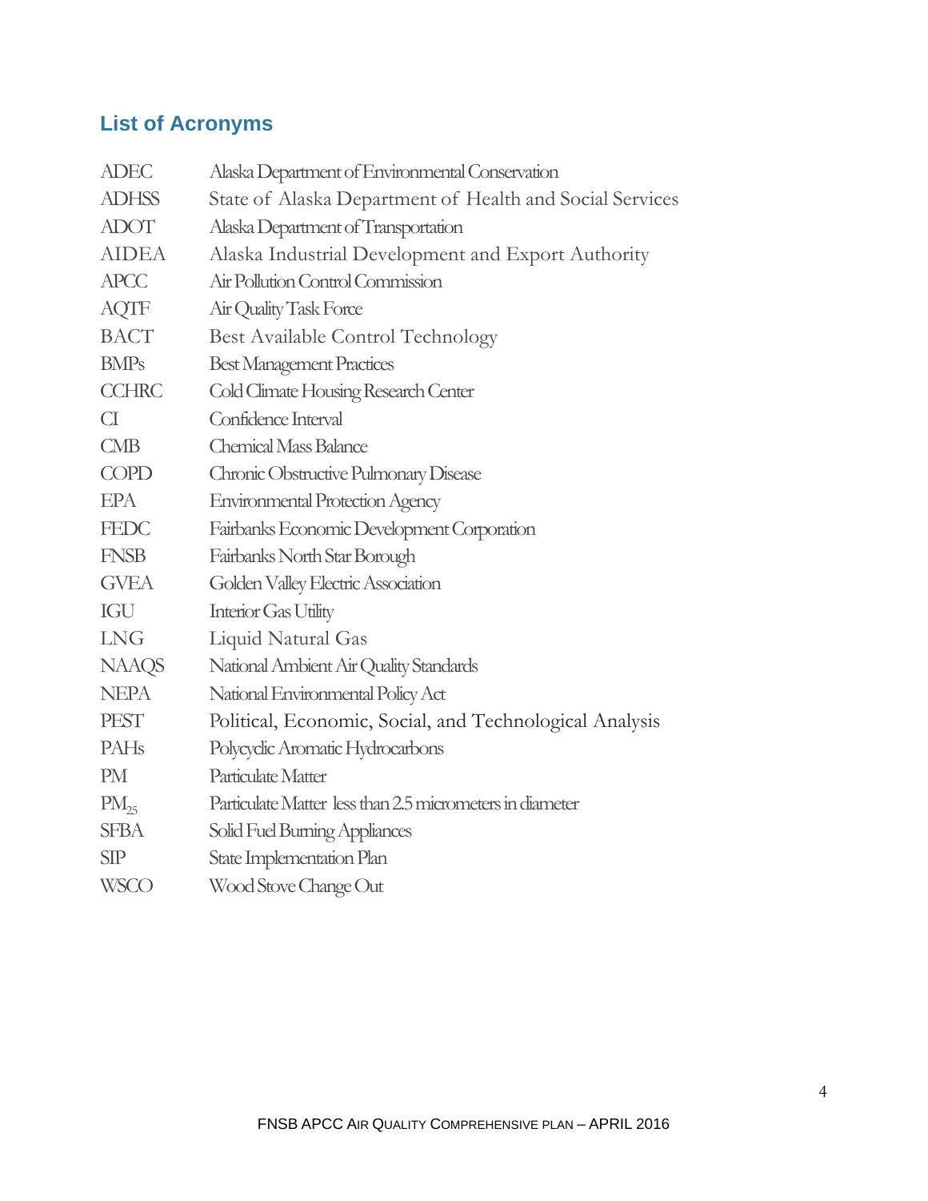## List of Acronyms

| | |
|---|---|
| ADEC | Alaska Department of Environmental Conservation |
| ADHSS | State of Alaska Department of Health and Social Services |
| ADOT | Alaska Department of Transportation |
| AIDEA | Alaska Industrial Development and Export Authority |
| APCC | Air Pollution Control Commission |
| AQTF | Air Quality Task Force |
| BACT | Best Available Control Technology |
| BMPs | Best Management Practices |
| CCHRC | Cold Climate Housing Research Center |
| CI | Confidence Interval |
| CMB | Chemical Mass Balance |
| COPD | Chronic Obstructive Pulmonary Disease |
| EPA | Environmental Protection Agency |
| FEDC | Fairbanks Economic Development Corporation |
| FNSB | Fairbanks North Star Borough |
| GVEA | Golden Valley Electric Association |
| IGU | Interior Gas Utility |
| LNG | Liquid Natural Gas |
| NAAQS | National Ambient Air Quality Standards |
| NEPA | National Environmental Policy Act |
| PEST | Political, Economic, Social, and Technological Analysis |
| PAHs | Polycyclic Aromatic Hydrocarbons |
| PM | Particulate Matter |
| $PM_{25}$ | Particulate Matter less than 2.5 micrometers in diameter |
| SFBA | Solid Fuel Burning Appliances |
| SIP | State Implementation Plan |
| WSCO | Wood Stove Change Out |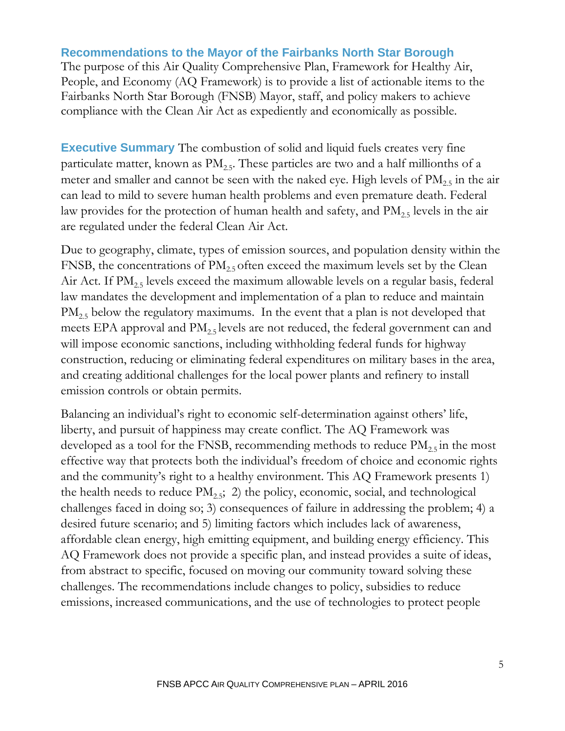## Recommendations to the Mayor of the Fairbanks North Star Borough

The purpose of this Air Quality Comprehensive Plan, Framework for Healthy Air, People, and Economy (AQ Framework) is to provide a list of actionable items to the Fairbanks North Star Borough (FNSB) Mayor, staff, and policy makers to achieve compliance with the Clean Air Act as expediently and economically as possible.

## Executive Summary

The combustion of solid and liquid fuels creates very fine particulate matter, known as $PM_{2.5}$. These particles are two and a half millionths of a meter and smaller and cannot be seen with the naked eye. High levels of $PM_{2.5}$ in the air can lead to mild to severe human health problems and even premature death. Federal law provides for the protection of human health and safety, and $PM_{2.5}$ levels in the air are regulated under the federal Clean Air Act.

Due to geography, climate, types of emission sources, and population density within the FNSB, the concentrations of $PM_{2.5}$ often exceed the maximum levels set by the Clean Air Act. If $PM_{2.5}$ levels exceed the maximum allowable levels on a regular basis, federal law mandates the development and implementation of a plan to reduce and maintain $PM_{2.5}$ below the regulatory maximums. In the event that a plan is not developed that meets EPA approval and $PM_{2.5}$ levels are not reduced, the federal government can and will impose economic sanctions, including withholding federal funds for highway construction, reducing or eliminating federal expenditures on military bases in the area, and creating additional challenges for the local power plants and refinery to install emission controls or obtain permits.

Balancing an individual's right to economic self-determination against others' life, liberty, and pursuit of happiness may create conflict. The AQ Framework was developed as a tool for the FNSB, recommending methods to reduce $PM_{2.5}$ in the most effective way that protects both the individual's freedom of choice and economic rights and the community's right to a healthy environment. This AQ Framework presents 1) the health needs to reduce $PM_{2.5}$; 2) the policy, economic, social, and technological challenges faced in doing so; 3) consequences of failure in addressing the problem; 4) a desired future scenario; and 5) limiting factors which includes lack of awareness, affordable clean energy, high emitting equipment, and building energy efficiency. This AQ Framework does not provide a specific plan, and instead provides a suite of ideas, from abstract to specific, focused on moving our community toward solving these challenges. The recommendations include changes to policy, subsidies to reduce emissions, increased communications, and the use of technologies to protect people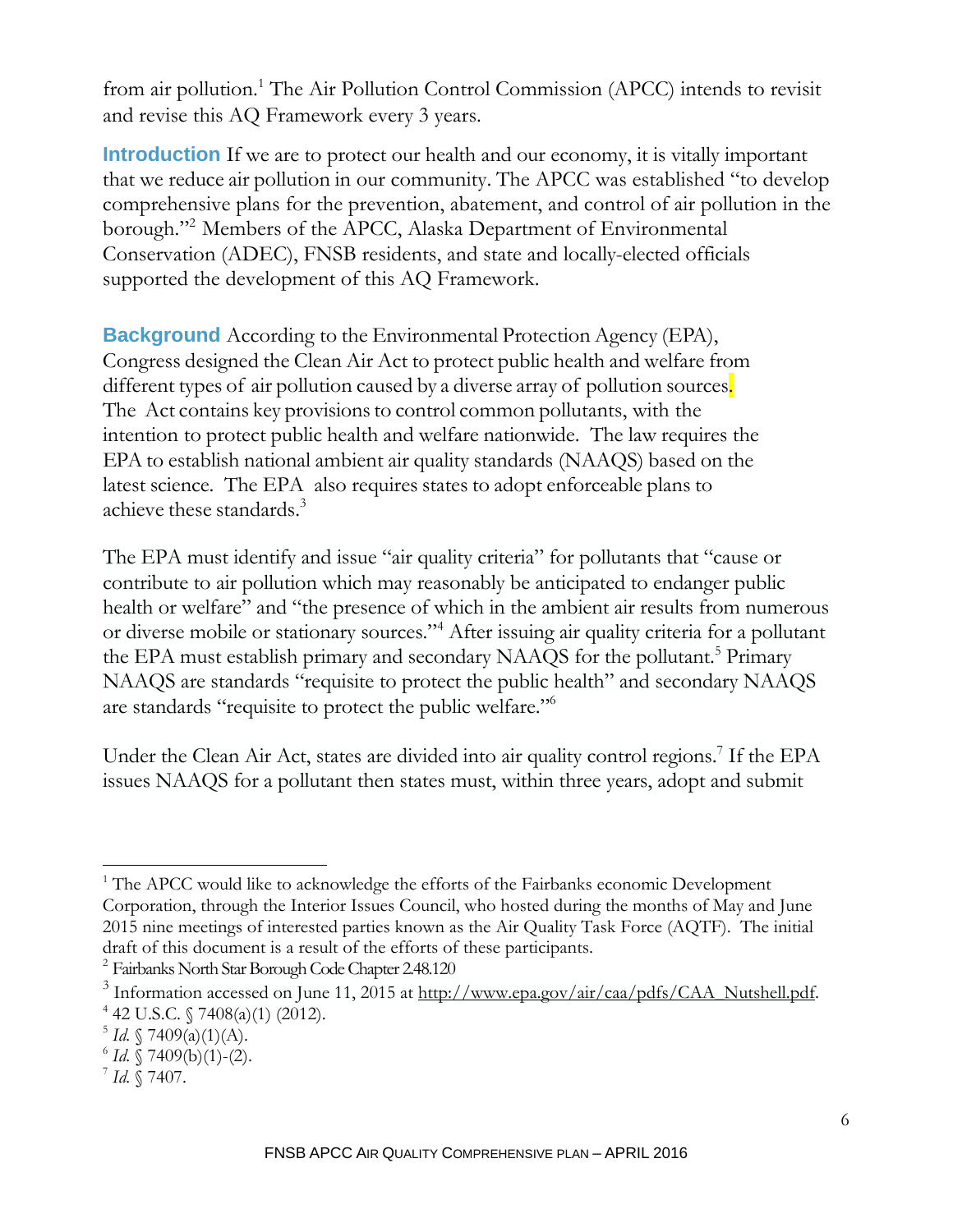from air pollution.[1] The Air Pollution Control Commission (APCC) intends to revisit and revise this AQ Framework every 3 years.

**Introduction** If we are to protect our health and our economy, it is vitally important that we reduce air pollution in our community. The APCC was established "to develop comprehensive plans for the prevention, abatement, and control of air pollution in the borough."[2] Members of the APCC, Alaska Department of Environmental Conservation (ADEC), FNSB residents, and state and locally-elected officials supported the development of this AQ Framework.

**Background** According to the Environmental Protection Agency (EPA), Congress designed the Clean Air Act to protect public health and welfare from different types of air pollution caused by a diverse array of pollution sources. The Act contains key provisions to control common pollutants, with the intention to protect public health and welfare nationwide. The law requires the EPA to establish national ambient air quality standards (NAAQS) based on the latest science. The EPA also requires states to adopt enforceable plans to achieve these standards.[3]

The EPA must identify and issue "air quality criteria" for pollutants that "cause or contribute to air pollution which may reasonably be anticipated to endanger public health or welfare" and "the presence of which in the ambient air results from numerous or diverse mobile or stationary sources."[4] After issuing air quality criteria for a pollutant the EPA must establish primary and secondary NAAQS for the pollutant.[5] Primary NAAQS are standards "requisite to protect the public health" and secondary NAAQS are standards "requisite to protect the public welfare."[6]

Under the Clean Air Act, states are divided into air quality control regions.[7] If the EPA issues NAAQS for a pollutant then states must, within three years, adopt and submit

---

[1] The APCC would like to acknowledge the efforts of the Fairbanks economic Development Corporation, through the Interior Issues Council, who hosted during the months of May and June 2015 nine meetings of interested parties known as the Air Quality Task Force (AQTF). The initial draft of this document is a result of the efforts of these participants.

[2] Fairbanks North Star Borough Code Chapter 2.48.120

[3] Information accessed on June 11, 2015 at http://www.epa.gov/air/caa/pdfs/CAA_Nutshell.pdf.

[4] 42 U.S.C. § 7408(a)(1) (2012).

[5] *Id.* § 7409(a)(1)(A).

[6] *Id.* § 7409(b)(1)-(2).

[7] *Id.* § 7407.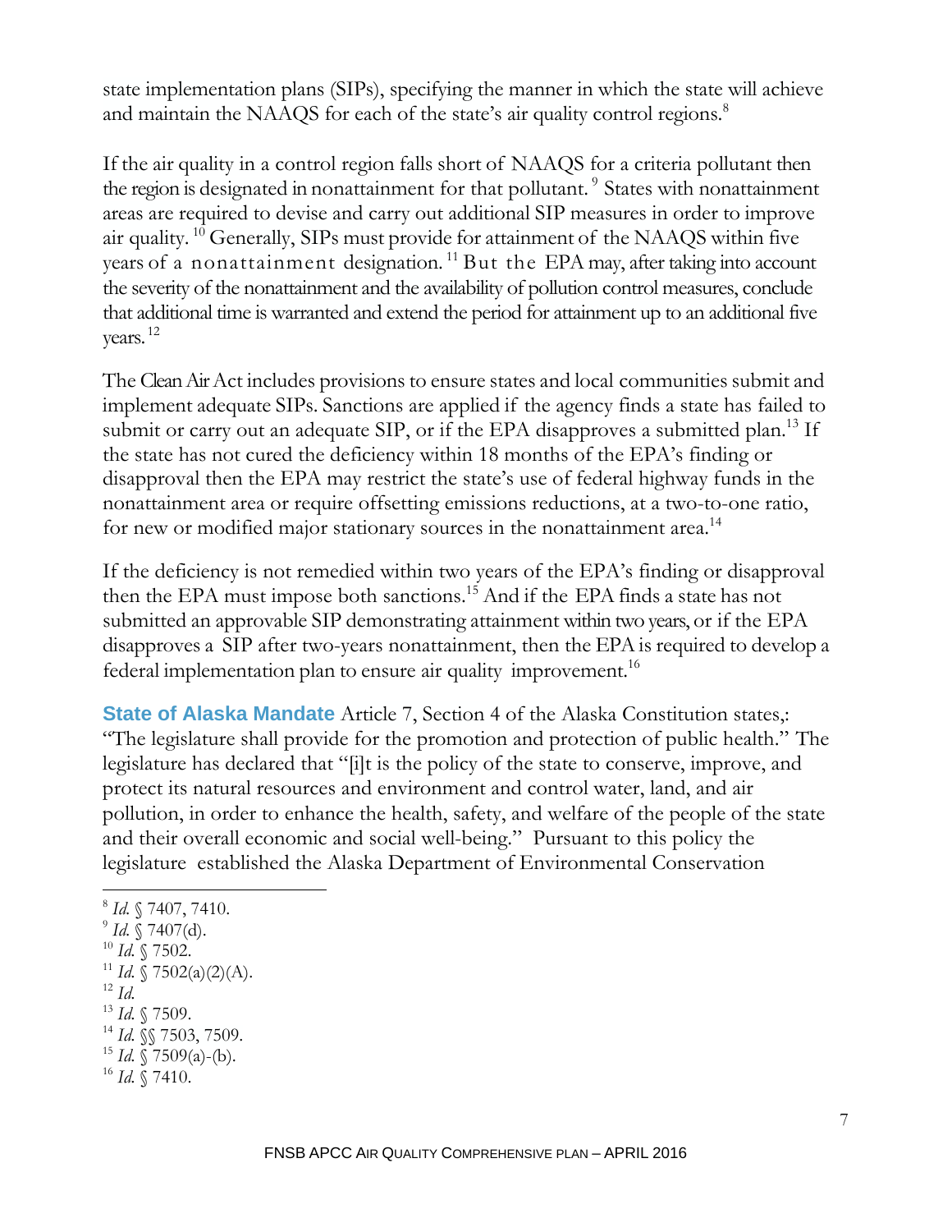state implementation plans (SIPs), specifying the manner in which the state will achieve and maintain the NAAQS for each of the state's air quality control regions.[8]

If the air quality in a control region falls short of NAAQS for a criteria pollutant then the region is designated in nonattainment for that pollutant. [9] States with nonattainment areas are required to devise and carry out additional SIP measures in order to improve air quality. [10] Generally, SIPs must provide for attainment of the NAAQS within five years of a nonattainment designation. [11] But the EPA may, after taking into account the severity of the nonattainment and the availability of pollution control measures, conclude that additional time is warranted and extend the period for attainment up to an additional five years. [12]

The Clean Air Act includes provisions to ensure states and local communities submit and implement adequate SIPs. Sanctions are applied if the agency finds a state has failed to submit or carry out an adequate SIP, or if the EPA disapproves a submitted plan.[13] If the state has not cured the deficiency within 18 months of the EPA's finding or disapproval then the EPA may restrict the state's use of federal highway funds in the nonattainment area or require offsetting emissions reductions, at a two-to-one ratio, for new or modified major stationary sources in the nonattainment area.[14]

If the deficiency is not remedied within two years of the EPA's finding or disapproval then the EPA must impose both sanctions.[15] And if the EPA finds a state has not submitted an approvable SIP demonstrating attainment within two years, or if the EPA disapproves a SIP after two-years nonattainment, then the EPA is required to develop a federal implementation plan to ensure air quality improvement.[16]

**State of Alaska Mandate** Article 7, Section 4 of the Alaska Constitution states,: "The legislature shall provide for the promotion and protection of public health." The legislature has declared that "[i]t is the policy of the state to conserve, improve, and protect its natural resources and environment and control water, land, and air pollution, in order to enhance the health, safety, and welfare of the people of the state and their overall economic and social well-being." Pursuant to this policy the legislature established the Alaska Department of Environmental Conservation

---

[8] *Id.* § 7407, 7410.
[9] *Id.* § 7407(d).
[10] *Id.* § 7502.
[11] *Id.* § 7502(a)(2)(A).
[12] *Id.*
[13] *Id.* § 7509.
[14] *Id.* §§ 7503, 7509.
[15] *Id.* § 7509(a)-(b).
[16] *Id.* § 7410.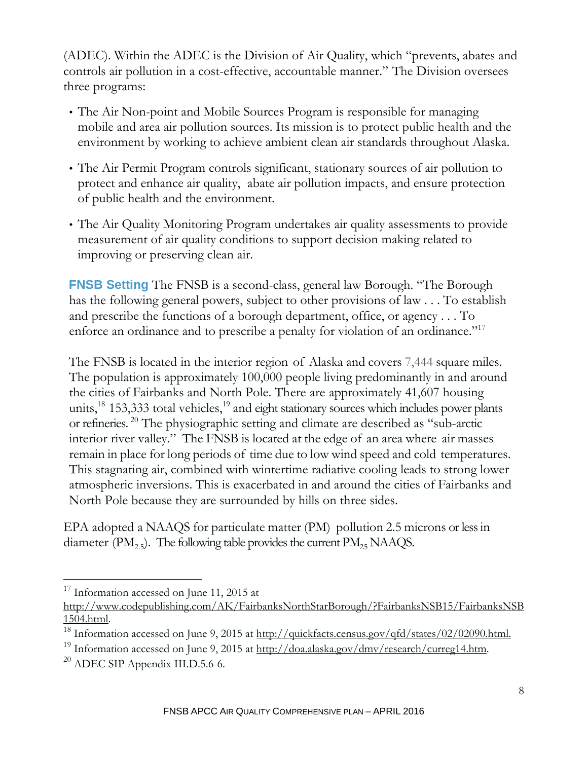(ADEC). Within the ADEC is the Division of Air Quality, which "prevents, abates and controls air pollution in a cost-effective, accountable manner." The Division oversees three programs:

- The Air Non-point and Mobile Sources Program is responsible for managing mobile and area air pollution sources. Its mission is to protect public health and the environment by working to achieve ambient clean air standards throughout Alaska.
- The Air Permit Program controls significant, stationary sources of air pollution to protect and enhance air quality, abate air pollution impacts, and ensure protection of public health and the environment.
- The Air Quality Monitoring Program undertakes air quality assessments to provide measurement of air quality conditions to support decision making related to improving or preserving clean air.

**FNSB Setting** The FNSB is a second-class, general law Borough. "The Borough has the following general powers, subject to other provisions of law . . . To establish and prescribe the functions of a borough department, office, or agency . . . To enforce an ordinance and to prescribe a penalty for violation of an ordinance."[17]

The FNSB is located in the interior region of Alaska and covers 7,444 square miles. The population is approximately 100,000 people living predominantly in and around the cities of Fairbanks and North Pole. There are approximately 41,607 housing units,[18] 153,333 total vehicles,[19] and eight stationary sources which includes power plants or refineries.[20] The physiographic setting and climate are described as "sub-arctic interior river valley." The FNSB is located at the edge of an area where air masses remain in place for long periods of time due to low wind speed and cold temperatures. This stagnating air, combined with wintertime radiative cooling leads to strong lower atmospheric inversions. This is exacerbated in and around the cities of Fairbanks and North Pole because they are surrounded by hills on three sides.

EPA adopted a NAAQS for particulate matter (PM) pollution 2.5 microns or less in diameter ($PM_{2.5}$). The following table provides the current $PM_{25}$ NAAQS.

---

[17] Information accessed on June 11, 2015 at http://www.codepublishing.com/AK/FairbanksNorthStarBorough/?FairbanksNSB15/FairbanksNSB1504.html.

[18] Information accessed on June 9, 2015 at http://quickfacts.census.gov/qfd/states/02/02090.html.

[19] Information accessed on June 9, 2015 at http://doa.alaska.gov/dmv/research/curreg14.htm.

[20] ADEC SIP Appendix III.D.5.6-6.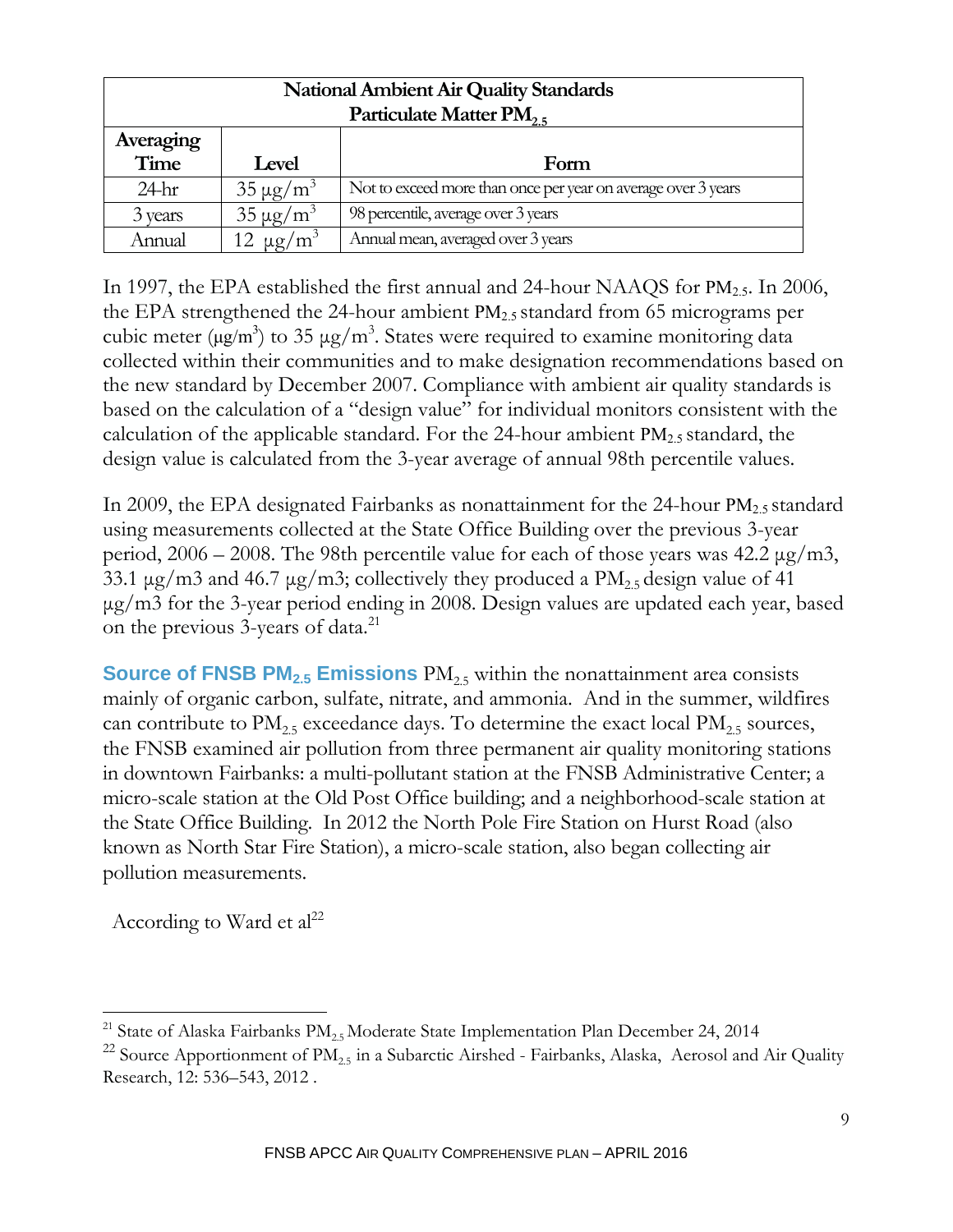| National Ambient Air Quality Standards Particulate Matter $PM_{2.5}$ | | |
|---|---|---|
| **Averaging Time** | **Level** | **Form** |
| 24-hr | 35 $\mu g/m^3$ | Not to exceed more than once per year on average over 3 years |
| 3 years | 35 $\mu g/m^3$ | 98 percentile, average over 3 years |
| Annual | 12 $\mu g/m^3$ | Annual mean, averaged over 3 years |

In 1997, the EPA established the first annual and 24-hour NAAQS for $PM_{2.5}$. In 2006, the EPA strengthened the 24-hour ambient $PM_{2.5}$ standard from 65 micrograms per cubic meter ($\mu g/m^3$) to 35 $\mu g/m^3$. States were required to examine monitoring data collected within their communities and to make designation recommendations based on the new standard by December 2007. Compliance with ambient air quality standards is based on the calculation of a "design value" for individual monitors consistent with the calculation of the applicable standard. For the 24-hour ambient $PM_{2.5}$ standard, the design value is calculated from the 3-year average of annual 98th percentile values.

In 2009, the EPA designated Fairbanks as nonattainment for the 24-hour $PM_{2.5}$ standard using measurements collected at the State Office Building over the previous 3-year period, 2006 – 2008. The 98th percentile value for each of those years was 42.2 $\mu g/m3$, 33.1 $\mu g/m3$ and 46.7 $\mu g/m3$; collectively they produced a $PM_{2.5}$ design value of 41 $\mu g/m3$ for the 3-year period ending in 2008. Design values are updated each year, based on the previous 3-years of data.[21]

**Source of FNSB $PM_{2.5}$ Emissions** $PM_{2.5}$ within the nonattainment area consists mainly of organic carbon, sulfate, nitrate, and ammonia. And in the summer, wildfires can contribute to $PM_{2.5}$ exceedance days. To determine the exact local $PM_{2.5}$ sources, the FNSB examined air pollution from three permanent air quality monitoring stations in downtown Fairbanks: a multi-pollutant station at the FNSB Administrative Center; a micro-scale station at the Old Post Office building; and a neighborhood-scale station at the State Office Building. In 2012 the North Pole Fire Station on Hurst Road (also known as North Star Fire Station), a micro-scale station, also began collecting air pollution measurements.

According to Ward et al[22]

---

[21] State of Alaska Fairbanks $PM_{2.5}$ Moderate State Implementation Plan December 24, 2014

[22] Source Apportionment of $PM_{2.5}$ in a Subarctic Airshed - Fairbanks, Alaska, Aerosol and Air Quality Research, 12: 536–543, 2012 .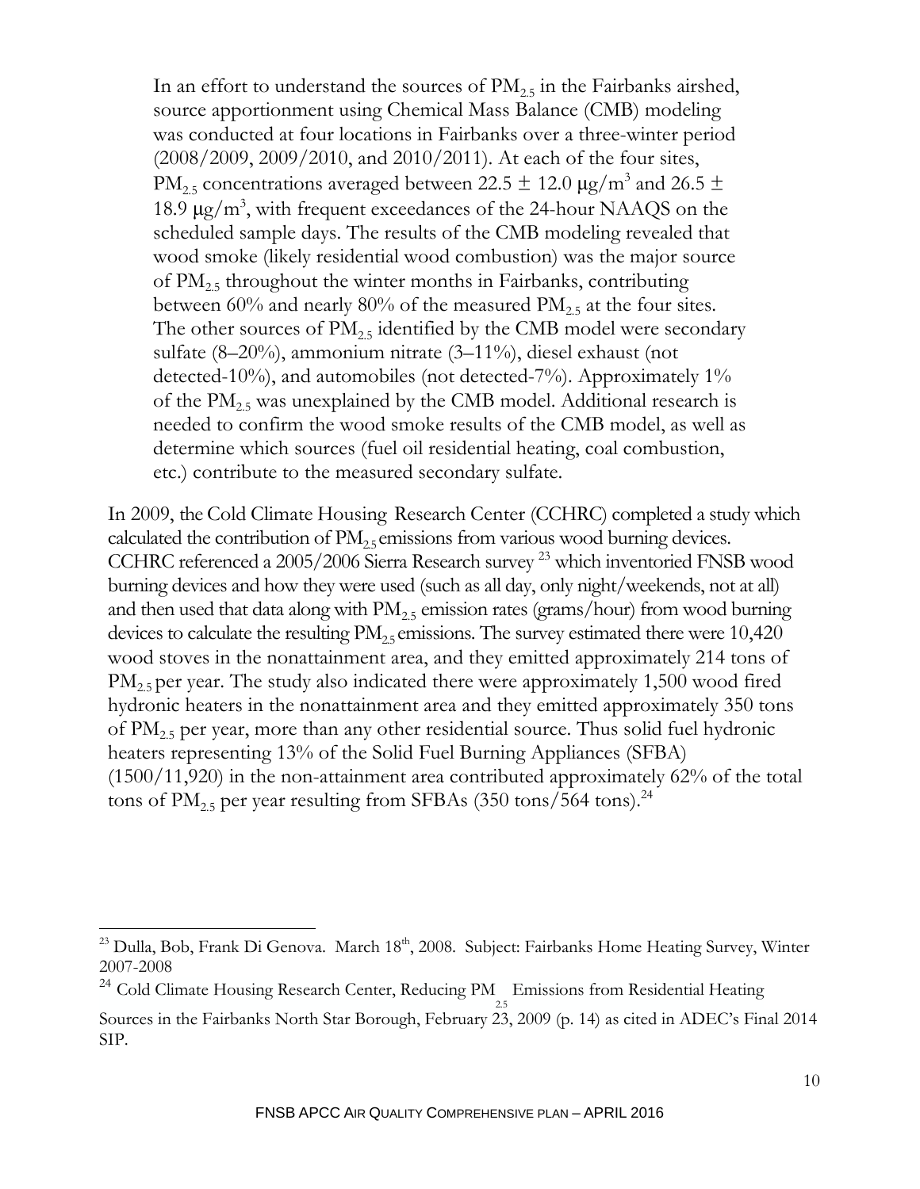> In an effort to understand the sources of $PM_{2.5}$ in the Fairbanks airshed, source apportionment using Chemical Mass Balance (CMB) modeling was conducted at four locations in Fairbanks over a three-winter period (2008/2009, 2009/2010, and 2010/2011). At each of the four sites, $PM_{2.5}$ concentrations averaged between 22.5 ± 12.0 $\mu g/m^3$ and 26.5 ± 18.9 $\mu g/m^3$, with frequent exceedances of the 24-hour NAAQS on the scheduled sample days. The results of the CMB modeling revealed that wood smoke (likely residential wood combustion) was the major source of $PM_{2.5}$ throughout the winter months in Fairbanks, contributing between 60% and nearly 80% of the measured $PM_{2.5}$ at the four sites. The other sources of $PM_{2.5}$ identified by the CMB model were secondary sulfate (8–20%), ammonium nitrate (3–11%), diesel exhaust (not detected-10%), and automobiles (not detected-7%). Approximately 1% of the $PM_{2.5}$ was unexplained by the CMB model. Additional research is needed to confirm the wood smoke results of the CMB model, as well as determine which sources (fuel oil residential heating, coal combustion, etc.) contribute to the measured secondary sulfate.

In 2009, the Cold Climate Housing Research Center (CCHRC) completed a study which calculated the contribution of $PM_{2.5}$ emissions from various wood burning devices. CCHRC referenced a 2005/2006 Sierra Research survey [23] which inventoried FNSB wood burning devices and how they were used (such as all day, only night/weekends, not at all) and then used that data along with $PM_{2.5}$ emission rates (grams/hour) from wood burning devices to calculate the resulting $PM_{2.5}$ emissions. The survey estimated there were 10,420 wood stoves in the nonattainment area, and they emitted approximately 214 tons of $PM_{2.5}$ per year. The study also indicated there were approximately 1,500 wood fired hydronic heaters in the nonattainment area and they emitted approximately 350 tons of $PM_{2.5}$ per year, more than any other residential source. Thus solid fuel hydronic heaters representing 13% of the Solid Fuel Burning Appliances (SFBA) (1500/11,920) in the non-attainment area contributed approximately 62% of the total tons of $PM_{2.5}$ per year resulting from SFBAs (350 tons/564 tons).[24]

---

[23] Dulla, Bob, Frank Di Genova. March 18th, 2008. Subject: Fairbanks Home Heating Survey, Winter 2007-2008

[24] Cold Climate Housing Research Center, Reducing $PM_{2.5}$ Emissions from Residential Heating Sources in the Fairbanks North Star Borough, February 23, 2009 (p. 14) as cited in ADEC's Final 2014 SIP.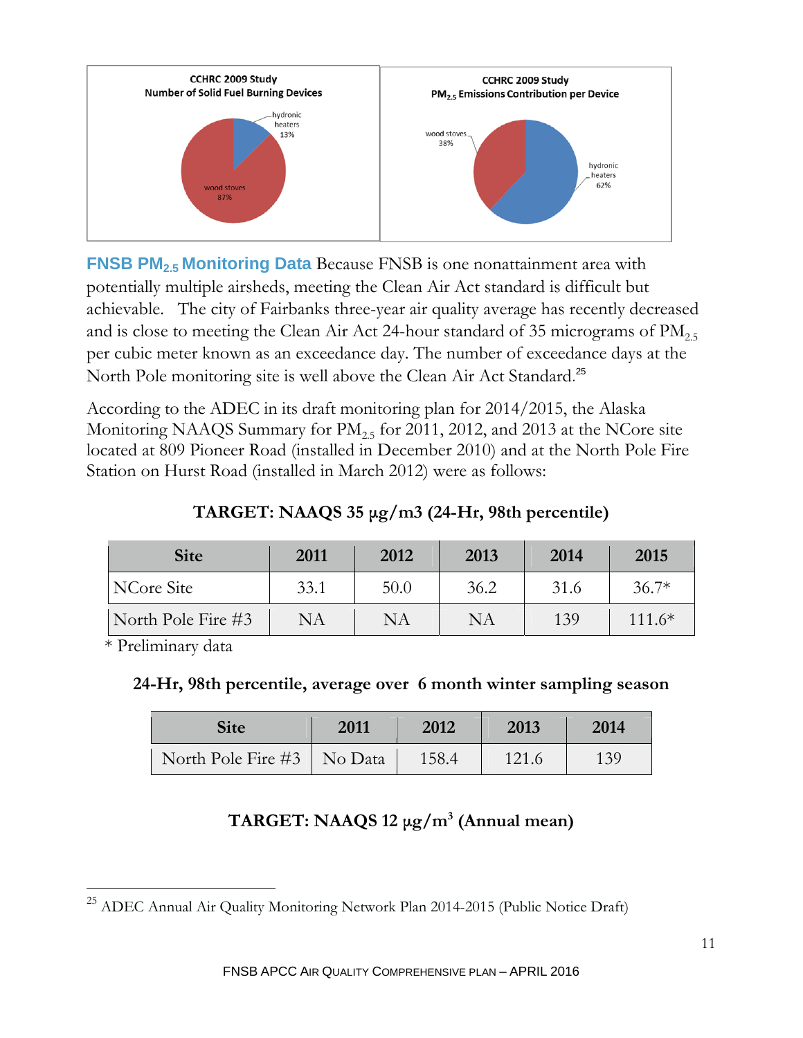**CCHRC 2009 Study Number of Solid Fuel Burning Devices**

hydronic heaters 13%

wood stoves 87%

**CCHRC 2009 Study $PM_{2.5}$ Emissions Contribution per Device**

wood stoves 38%

hydronic heaters 62%

**FNSB $PM_{2.5}$ Monitoring Data** Because FNSB is one nonattainment area with potentially multiple airsheds, meeting the Clean Air Act standard is difficult but achievable. The city of Fairbanks three-year air quality average has recently decreased and is close to meeting the Clean Air Act 24-hour standard of 35 micrograms of $PM_{2.5}$ per cubic meter known as an exceedance day. The number of exceedance days at the North Pole monitoring site is well above the Clean Air Act Standard.[25]

According to the ADEC in its draft monitoring plan for 2014/2015, the Alaska Monitoring NAAQS Summary for $PM_{2.5}$ for 2011, 2012, and 2013 at the NCore site located at 809 Pioneer Road (installed in December 2010) and at the North Pole Fire Station on Hurst Road (installed in March 2012) were as follows:

**TARGET: NAAQS 35 µg/m3 (24-Hr, 98th percentile)**

| Site | 2011 | 2012 | 2013 | 2014 | 2015 |
|---|---|---|---|---|---|
| NCore Site | 33.1 | 50.0 | 36.2 | 31.6 | 36.7* |
| North Pole Fire #3 | NA | NA | NA | 139 | 111.6* |

\* Preliminary data

**24-Hr, 98th percentile, average over 6 month winter sampling season**

| Site | 2011 | 2012 | 2013 | 2014 |
|---|---|---|---|---|
| North Pole Fire #3 | No Data | 158.4 | 121.6 | 139 |

**TARGET: NAAQS 12 µg/m³ (Annual mean)**

[25] ADEC Annual Air Quality Monitoring Network Plan 2014-2015 (Public Notice Draft)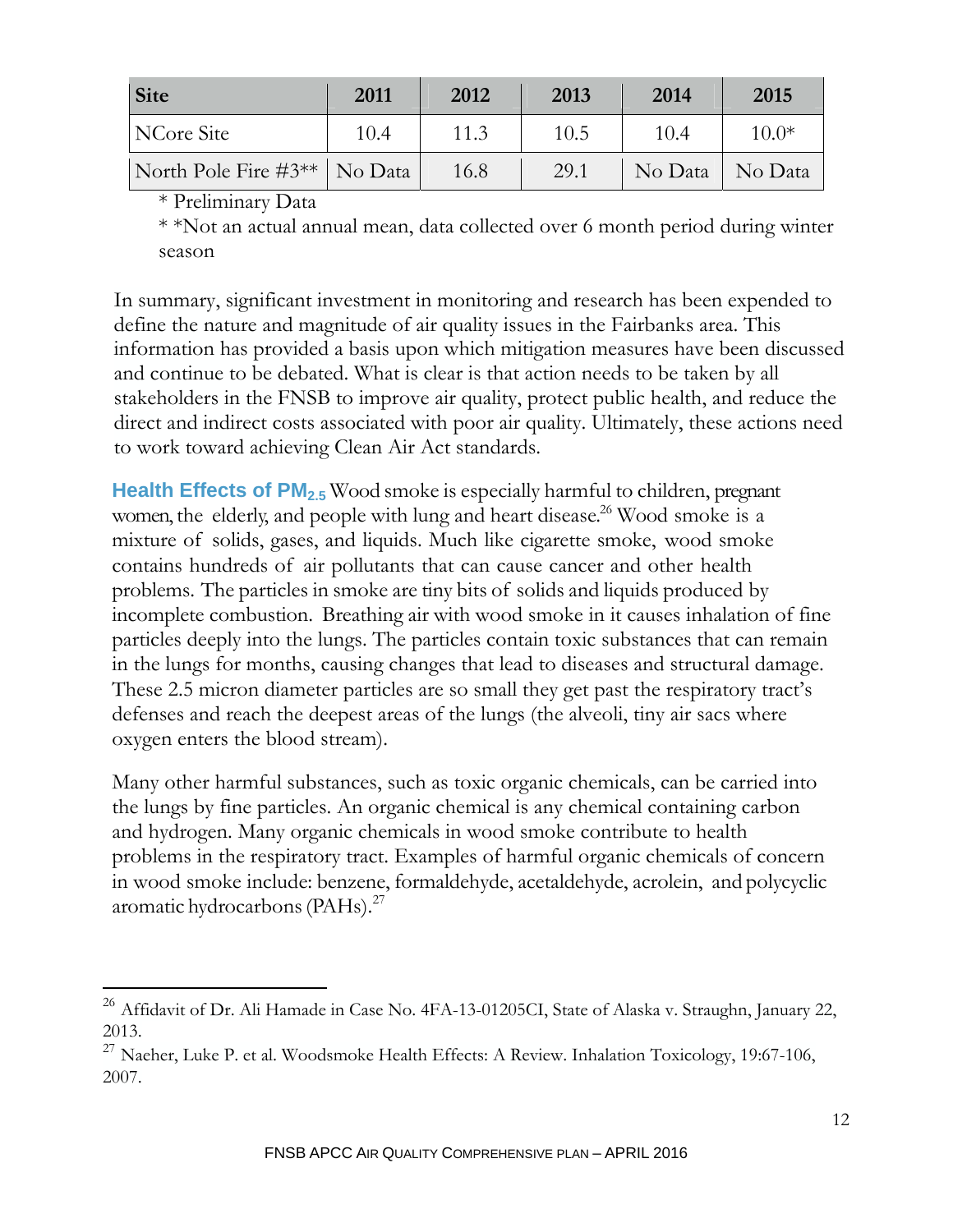| Site | 2011 | 2012 | 2013 | 2014 | 2015 |
|---|---|---|---|---|---|
| NCore Site | 10.4 | 11.3 | 10.5 | 10.4 | 10.0* |
| North Pole Fire #3** | No Data | 16.8 | 29.1 | No Data | No Data |

\* Preliminary Data

\* \*Not an actual annual mean, data collected over 6 month period during winter season

In summary, significant investment in monitoring and research has been expended to define the nature and magnitude of air quality issues in the Fairbanks area. This information has provided a basis upon which mitigation measures have been discussed and continue to be debated. What is clear is that action needs to be taken by all stakeholders in the FNSB to improve air quality, protect public health, and reduce the direct and indirect costs associated with poor air quality. Ultimately, these actions need to work toward achieving Clean Air Act standards.

**Health Effects of $PM_{2.5}$** Wood smoke is especially harmful to children, pregnant women, the elderly, and people with lung and heart disease.[26] Wood smoke is a mixture of solids, gases, and liquids. Much like cigarette smoke, wood smoke contains hundreds of air pollutants that can cause cancer and other health problems. The particles in smoke are tiny bits of solids and liquids produced by incomplete combustion. Breathing air with wood smoke in it causes inhalation of fine particles deeply into the lungs. The particles contain toxic substances that can remain in the lungs for months, causing changes that lead to diseases and structural damage. These 2.5 micron diameter particles are so small they get past the respiratory tract's defenses and reach the deepest areas of the lungs (the alveoli, tiny air sacs where oxygen enters the blood stream).

Many other harmful substances, such as toxic organic chemicals, can be carried into the lungs by fine particles. An organic chemical is any chemical containing carbon and hydrogen. Many organic chemicals in wood smoke contribute to health problems in the respiratory tract. Examples of harmful organic chemicals of concern in wood smoke include: benzene, formaldehyde, acetaldehyde, acrolein, and polycyclic aromatic hydrocarbons (PAHs).[27]

---

[26] Affidavit of Dr. Ali Hamade in Case No. 4FA-13-01205CI, State of Alaska v. Straughn, January 22, 2013.

[27] Naeher, Luke P. et al. Woodsmoke Health Effects: A Review. Inhalation Toxicology, 19:67-106, 2007.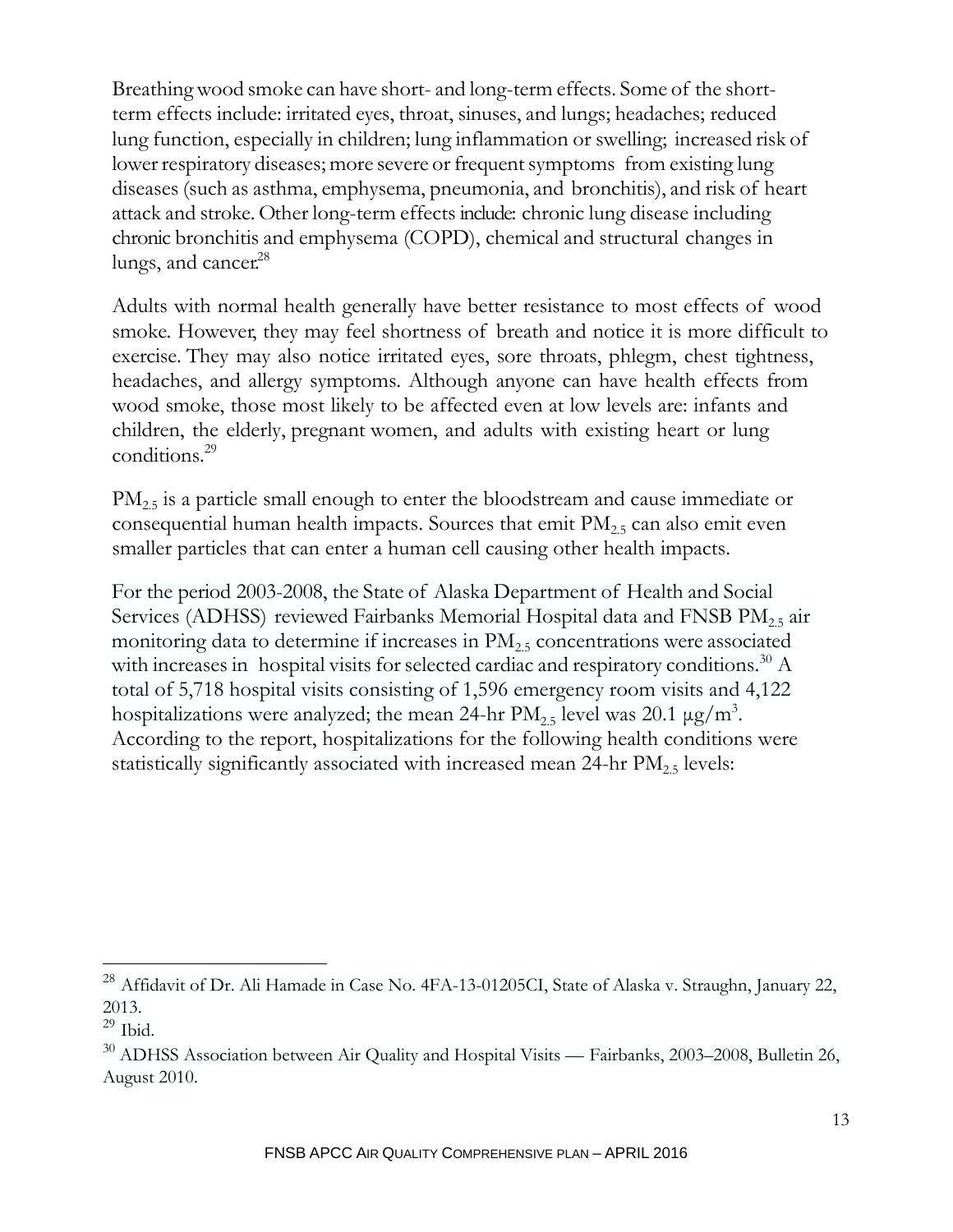Breathing wood smoke can have short- and long-term effects. Some of the short-term effects include: irritated eyes, throat, sinuses, and lungs; headaches; reduced lung function, especially in children; lung inflammation or swelling; increased risk of lower respiratory diseases; more severe or frequent symptoms from existing lung diseases (such as asthma, emphysema, pneumonia, and bronchitis), and risk of heart attack and stroke. Other long-term effects include: chronic lung disease including chronic bronchitis and emphysema (COPD), chemical and structural changes in lungs, and cancer.[28]

Adults with normal health generally have better resistance to most effects of wood smoke. However, they may feel shortness of breath and notice it is more difficult to exercise. They may also notice irritated eyes, sore throats, phlegm, chest tightness, headaches, and allergy symptoms. Although anyone can have health effects from wood smoke, those most likely to be affected even at low levels are: infants and children, the elderly, pregnant women, and adults with existing heart or lung conditions.[29]

$PM_{2.5}$ is a particle small enough to enter the bloodstream and cause immediate or consequential human health impacts. Sources that emit $PM_{2.5}$ can also emit even smaller particles that can enter a human cell causing other health impacts.

For the period 2003-2008, the State of Alaska Department of Health and Social Services (ADHSS) reviewed Fairbanks Memorial Hospital data and FNSB $PM_{2.5}$ air monitoring data to determine if increases in $PM_{2.5}$ concentrations were associated with increases in hospital visits for selected cardiac and respiratory conditions.[30] A total of 5,718 hospital visits consisting of 1,596 emergency room visits and 4,122 hospitalizations were analyzed; the mean 24-hr $PM_{2.5}$ level was 20.1 $\mu g/m^3$. According to the report, hospitalizations for the following health conditions were statistically significantly associated with increased mean 24-hr $PM_{2.5}$ levels:

---

[28] Affidavit of Dr. Ali Hamade in Case No. 4FA-13-01205CI, State of Alaska v. Straughn, January 22, 2013.

[29] Ibid.

[30] ADHSS Association between Air Quality and Hospital Visits — Fairbanks, 2003–2008, Bulletin 26, August 2010.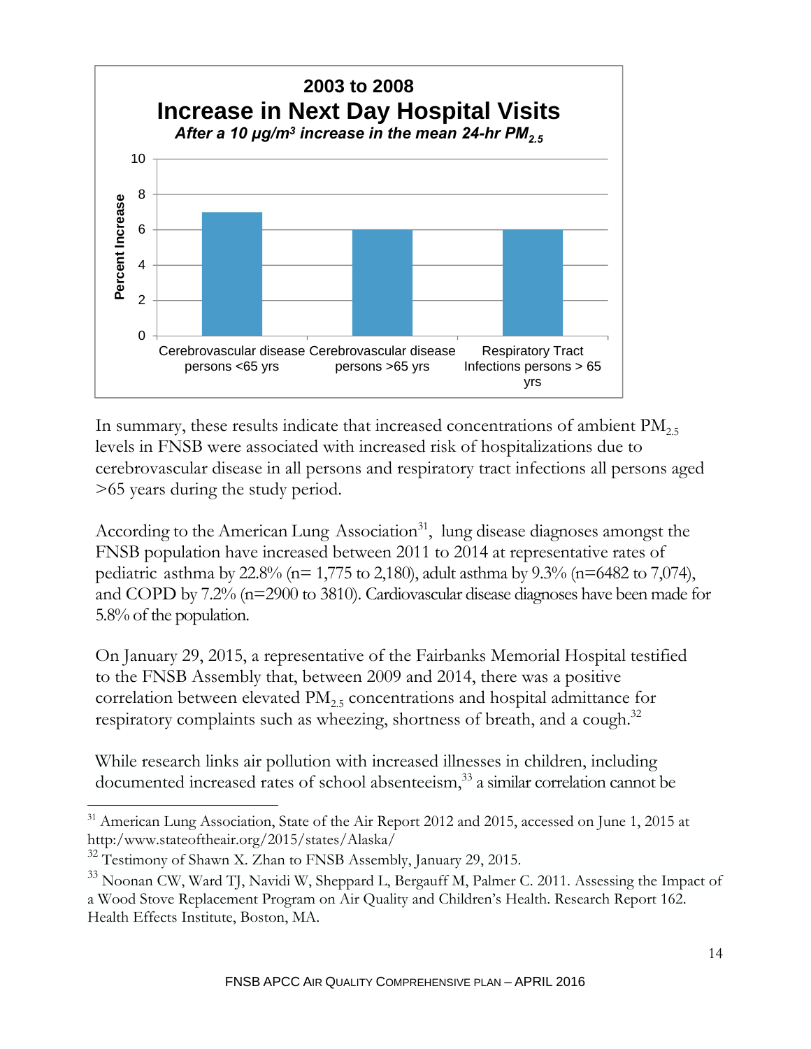**2003 to 2008**

**Increase in Next Day Hospital Visits**

***After a 10 μg/m³ increase in the mean 24-hr $PM_{2.5}$***

| Category | Percent Increase |
|---|---|
| Cerebrovascular disease persons <65 yrs | 7 |
| Cerebrovascular disease persons >65 yrs | 6 |
| Respiratory Tract Infections persons > 65 yrs | 6 |

In summary, these results indicate that increased concentrations of ambient $PM_{2.5}$ levels in FNSB were associated with increased risk of hospitalizations due to cerebrovascular disease in all persons and respiratory tract infections all persons aged >65 years during the study period.

According to the American Lung Association[31], lung disease diagnoses amongst the FNSB population have increased between 2011 to 2014 at representative rates of pediatric asthma by 22.8% (n= 1,775 to 2,180), adult asthma by 9.3% (n=6482 to 7,074), and COPD by 7.2% (n=2900 to 3810). Cardiovascular disease diagnoses have been made for 5.8% of the population.

On January 29, 2015, a representative of the Fairbanks Memorial Hospital testified to the FNSB Assembly that, between 2009 and 2014, there was a positive correlation between elevated $PM_{2.5}$ concentrations and hospital admittance for respiratory complaints such as wheezing, shortness of breath, and a cough.[32]

While research links air pollution with increased illnesses in children, including documented increased rates of school absenteeism,[33] a similar correlation cannot be

---

[31] American Lung Association, State of the Air Report 2012 and 2015, accessed on June 1, 2015 at http:/www.stateoftheair.org/2015/states/Alaska/

[32] Testimony of Shawn X. Zhan to FNSB Assembly, January 29, 2015.

[33] Noonan CW, Ward TJ, Navidi W, Sheppard L, Bergauff M, Palmer C. 2011. Assessing the Impact of a Wood Stove Replacement Program on Air Quality and Children's Health. Research Report 162. Health Effects Institute, Boston, MA.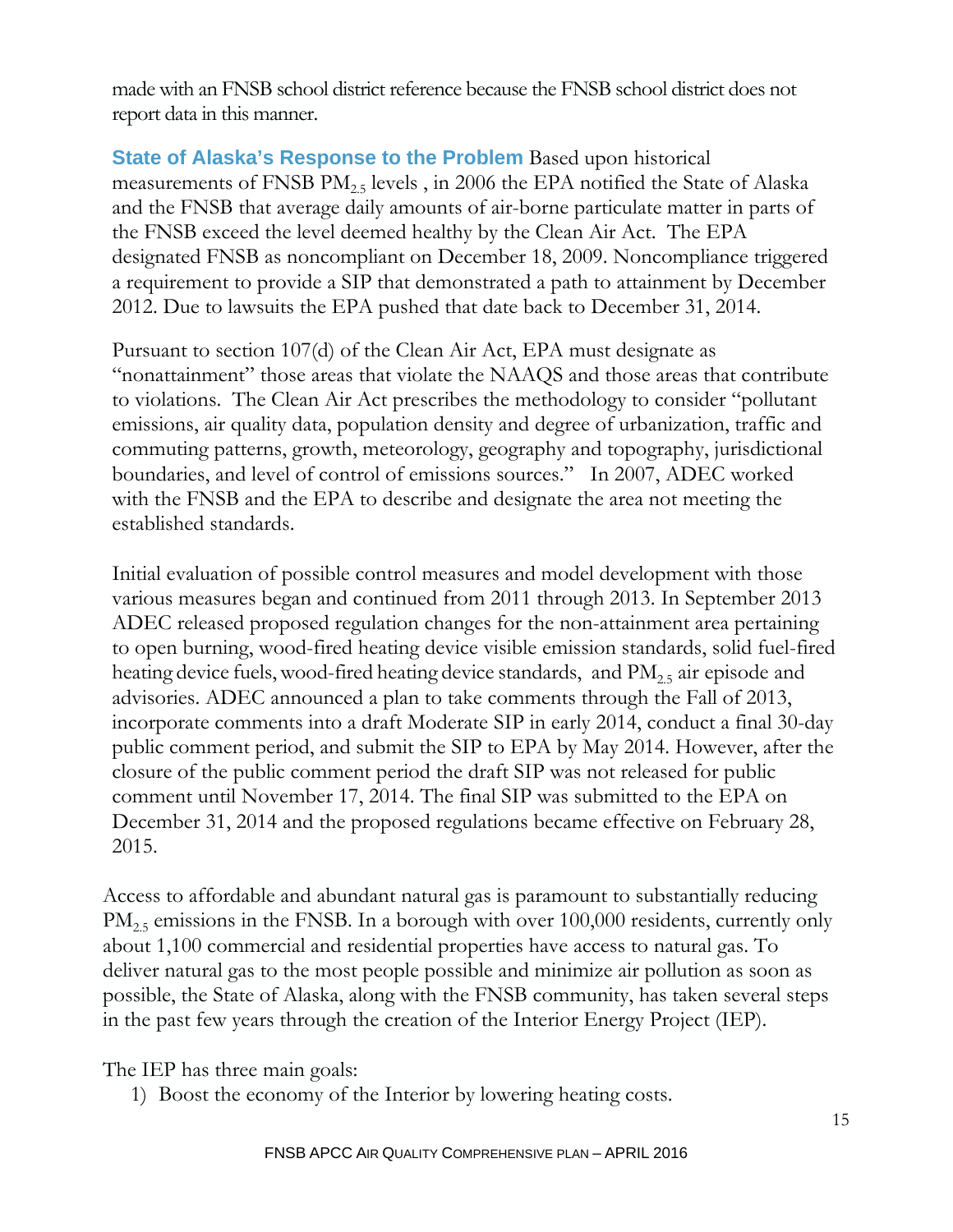made with an FNSB school district reference because the FNSB school district does not report data in this manner.

**State of Alaska's Response to the Problem** Based upon historical measurements of FNSB $PM_{2.5}$ levels , in 2006 the EPA notified the State of Alaska and the FNSB that average daily amounts of air-borne particulate matter in parts of the FNSB exceed the level deemed healthy by the Clean Air Act. The EPA designated FNSB as noncompliant on December 18, 2009. Noncompliance triggered a requirement to provide a SIP that demonstrated a path to attainment by December 2012. Due to lawsuits the EPA pushed that date back to December 31, 2014.

Pursuant to section 107(d) of the Clean Air Act, EPA must designate as "nonattainment" those areas that violate the NAAQS and those areas that contribute to violations. The Clean Air Act prescribes the methodology to consider "pollutant emissions, air quality data, population density and degree of urbanization, traffic and commuting patterns, growth, meteorology, geography and topography, jurisdictional boundaries, and level of control of emissions sources." In 2007, ADEC worked with the FNSB and the EPA to describe and designate the area not meeting the established standards.

Initial evaluation of possible control measures and model development with those various measures began and continued from 2011 through 2013. In September 2013 ADEC released proposed regulation changes for the non-attainment area pertaining to open burning, wood-fired heating device visible emission standards, solid fuel-fired heating device fuels, wood-fired heating device standards, and $PM_{2.5}$ air episode and advisories. ADEC announced a plan to take comments through the Fall of 2013, incorporate comments into a draft Moderate SIP in early 2014, conduct a final 30-day public comment period, and submit the SIP to EPA by May 2014. However, after the closure of the public comment period the draft SIP was not released for public comment until November 17, 2014. The final SIP was submitted to the EPA on December 31, 2014 and the proposed regulations became effective on February 28, 2015.

Access to affordable and abundant natural gas is paramount to substantially reducing $PM_{2.5}$ emissions in the FNSB. In a borough with over 100,000 residents, currently only about 1,100 commercial and residential properties have access to natural gas. To deliver natural gas to the most people possible and minimize air pollution as soon as possible, the State of Alaska, along with the FNSB community, has taken several steps in the past few years through the creation of the Interior Energy Project (IEP).

The IEP has three main goals:

1) Boost the economy of the Interior by lowering heating costs.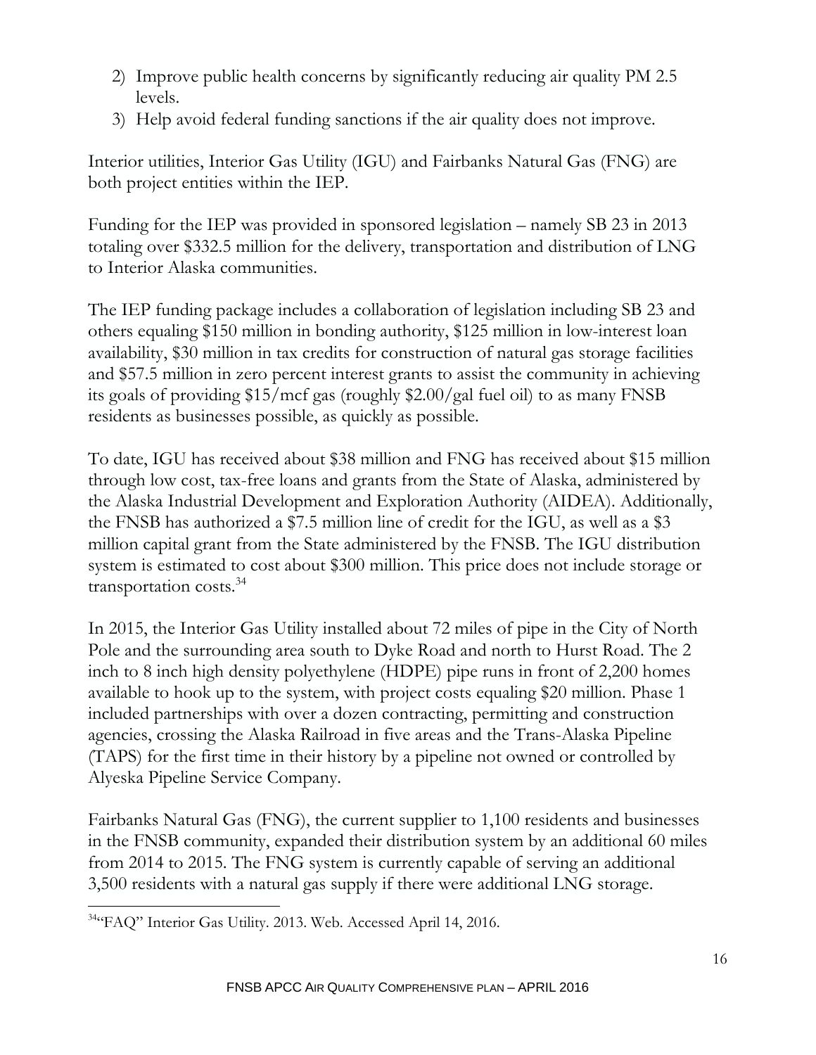2) Improve public health concerns by significantly reducing air quality PM 2.5 levels.
3) Help avoid federal funding sanctions if the air quality does not improve.

Interior utilities, Interior Gas Utility (IGU) and Fairbanks Natural Gas (FNG) are both project entities within the IEP.

Funding for the IEP was provided in sponsored legislation – namely SB 23 in 2013 totaling over $332.5 million for the delivery, transportation and distribution of LNG to Interior Alaska communities.

The IEP funding package includes a collaboration of legislation including SB 23 and others equaling $150 million in bonding authority, $125 million in low-interest loan availability, $30 million in tax credits for construction of natural gas storage facilities and $57.5 million in zero percent interest grants to assist the community in achieving its goals of providing $15/mcf gas (roughly $2.00/gal fuel oil) to as many FNSB residents as businesses possible, as quickly as possible.

To date, IGU has received about $38 million and FNG has received about $15 million through low cost, tax-free loans and grants from the State of Alaska, administered by the Alaska Industrial Development and Exploration Authority (AIDEA). Additionally, the FNSB has authorized a $7.5 million line of credit for the IGU, as well as a $3 million capital grant from the State administered by the FNSB. The IGU distribution system is estimated to cost about $300 million. This price does not include storage or transportation costs.[34]

In 2015, the Interior Gas Utility installed about 72 miles of pipe in the City of North Pole and the surrounding area south to Dyke Road and north to Hurst Road. The 2 inch to 8 inch high density polyethylene (HDPE) pipe runs in front of 2,200 homes available to hook up to the system, with project costs equaling $20 million. Phase 1 included partnerships with over a dozen contracting, permitting and construction agencies, crossing the Alaska Railroad in five areas and the Trans-Alaska Pipeline (TAPS) for the first time in their history by a pipeline not owned or controlled by Alyeska Pipeline Service Company.

Fairbanks Natural Gas (FNG), the current supplier to 1,100 residents and businesses in the FNSB community, expanded their distribution system by an additional 60 miles from 2014 to 2015. The FNG system is currently capable of serving an additional 3,500 residents with a natural gas supply if there were additional LNG storage.

---

[34] "FAQ" Interior Gas Utility. 2013. Web. Accessed April 14, 2016.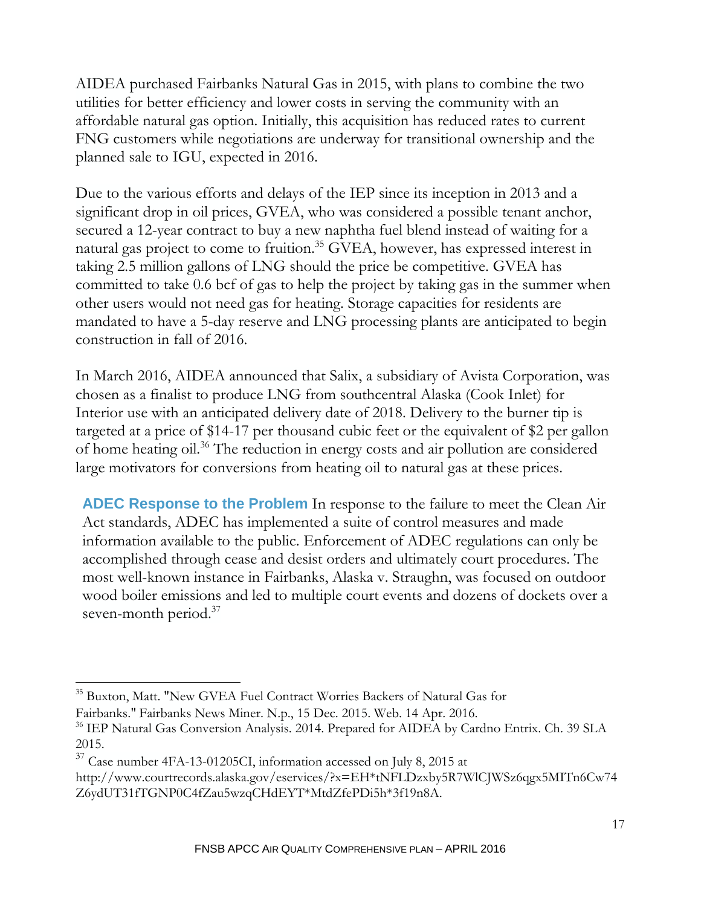AIDEA purchased Fairbanks Natural Gas in 2015, with plans to combine the two utilities for better efficiency and lower costs in serving the community with an affordable natural gas option. Initially, this acquisition has reduced rates to current FNG customers while negotiations are underway for transitional ownership and the planned sale to IGU, expected in 2016.

Due to the various efforts and delays of the IEP since its inception in 2013 and a significant drop in oil prices, GVEA, who was considered a possible tenant anchor, secured a 12-year contract to buy a new naphtha fuel blend instead of waiting for a natural gas project to come to fruition.[35] GVEA, however, has expressed interest in taking 2.5 million gallons of LNG should the price be competitive. GVEA has committed to take 0.6 bcf of gas to help the project by taking gas in the summer when other users would not need gas for heating. Storage capacities for residents are mandated to have a 5-day reserve and LNG processing plants are anticipated to begin construction in fall of 2016.

In March 2016, AIDEA announced that Salix, a subsidiary of Avista Corporation, was chosen as a finalist to produce LNG from southcentral Alaska (Cook Inlet) for Interior use with an anticipated delivery date of 2018. Delivery to the burner tip is targeted at a price of $14-17 per thousand cubic feet or the equivalent of $2 per gallon of home heating oil.[36] The reduction in energy costs and air pollution are considered large motivators for conversions from heating oil to natural gas at these prices.

**ADEC Response to the Problem** In response to the failure to meet the Clean Air Act standards, ADEC has implemented a suite of control measures and made information available to the public. Enforcement of ADEC regulations can only be accomplished through cease and desist orders and ultimately court procedures. The most well-known instance in Fairbanks, Alaska v. Straughn, was focused on outdoor wood boiler emissions and led to multiple court events and dozens of dockets over a seven-month period.[37]

---

[35] Buxton, Matt. "New GVEA Fuel Contract Worries Backers of Natural Gas for Fairbanks." Fairbanks News Miner. N.p., 15 Dec. 2015. Web. 14 Apr. 2016.

[36] IEP Natural Gas Conversion Analysis. 2014. Prepared for AIDEA by Cardno Entrix. Ch. 39 SLA 2015.

[37] Case number 4FA-13-01205CI, information accessed on July 8, 2015 at http://www.courtrecords.alaska.gov/eservices/?x=EH*tNFLDzxby5R7WlCJWSz6qgx5MITn6Cw74Z6ydUT31fTGNP0C4fZau5wzqCHdEYT*MtdZfePDi5h*3f19n8A.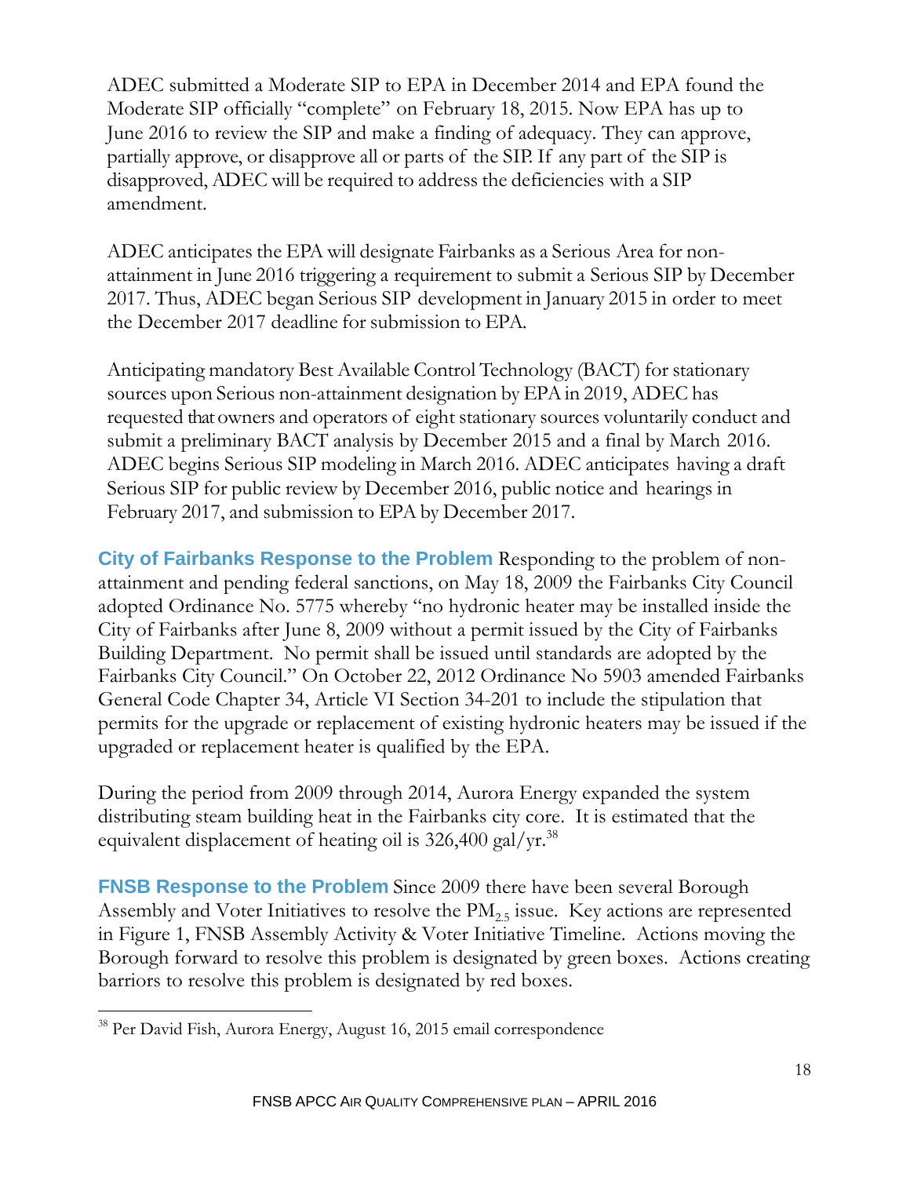ADEC submitted a Moderate SIP to EPA in December 2014 and EPA found the Moderate SIP officially "complete" on February 18, 2015. Now EPA has up to June 2016 to review the SIP and make a finding of adequacy. They can approve, partially approve, or disapprove all or parts of the SIP. If any part of the SIP is disapproved, ADEC will be required to address the deficiencies with a SIP amendment.

ADEC anticipates the EPA will designate Fairbanks as a Serious Area for non-attainment in June 2016 triggering a requirement to submit a Serious SIP by December 2017. Thus, ADEC began Serious SIP development in January 2015 in order to meet the December 2017 deadline for submission to EPA.

Anticipating mandatory Best Available Control Technology (BACT) for stationary sources upon Serious non-attainment designation by EPA in 2019, ADEC has requested that owners and operators of eight stationary sources voluntarily conduct and submit a preliminary BACT analysis by December 2015 and a final by March 2016. ADEC begins Serious SIP modeling in March 2016. ADEC anticipates having a draft Serious SIP for public review by December 2016, public notice and hearings in February 2017, and submission to EPA by December 2017.

**City of Fairbanks Response to the Problem** Responding to the problem of non-attainment and pending federal sanctions, on May 18, 2009 the Fairbanks City Council adopted Ordinance No. 5775 whereby "no hydronic heater may be installed inside the City of Fairbanks after June 8, 2009 without a permit issued by the City of Fairbanks Building Department. No permit shall be issued until standards are adopted by the Fairbanks City Council." On October 22, 2012 Ordinance No 5903 amended Fairbanks General Code Chapter 34, Article VI Section 34-201 to include the stipulation that permits for the upgrade or replacement of existing hydronic heaters may be issued if the upgraded or replacement heater is qualified by the EPA.

During the period from 2009 through 2014, Aurora Energy expanded the system distributing steam building heat in the Fairbanks city core. It is estimated that the equivalent displacement of heating oil is 326,400 gal/yr.[38]

**FNSB Response to the Problem** Since 2009 there have been several Borough Assembly and Voter Initiatives to resolve the $PM_{2.5}$ issue. Key actions are represented in Figure 1, FNSB Assembly Activity & Voter Initiative Timeline. Actions moving the Borough forward to resolve this problem is designated by green boxes. Actions creating barriers to resolve this problem is designated by red boxes.

[38] Per David Fish, Aurora Energy, August 16, 2015 email correspondence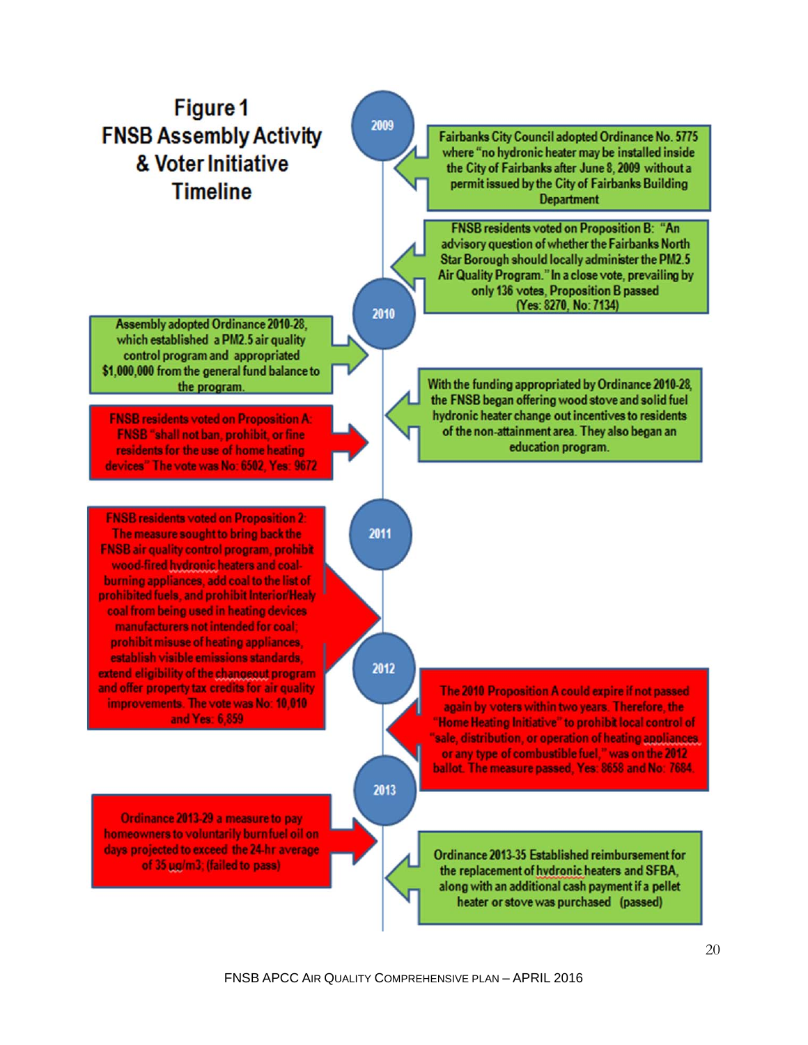# Figure 1 FNSB Assembly Activity & Voter Initiative Timeline

**2009**

Fairbanks City Council adopted Ordinance No. 5775 where "no hydronic heater may be installed inside the City of Fairbanks after June 8, 2009 without a permit issued by the City of Fairbanks Building Department

FNSB residents voted on Proposition B: "An advisory question of whether the Fairbanks North Star Borough should locally administer the PM2.5 Air Quality Program." In a close vote, prevailing by only 136 votes, Proposition B passed (Yes: 8270, No: 7134)

**2010**

Assembly adopted Ordinance 2010-28, which established a PM2.5 air quality control program and appropriated $1,000,000 from the general fund balance to the program.

With the funding appropriated by Ordinance 2010-28, the FNSB began offering wood stove and solid fuel hydronic heater change out incentives to residents of the non-attainment area. They also began an education program.

FNSB residents voted on Proposition A: FNSB "shall not ban, prohibit, or fine residents for the use of home heating devices" The vote was No: 6502, Yes: 9672

**2011**

FNSB residents voted on Proposition 2: The measure sought to bring back the FNSB air quality control program, prohibit wood-fired hydronic heaters and coal-burning appliances, add coal to the list of prohibited fuels, and prohibit Interior/Healy coal from being used in heating devices manufacturers not intended for coal; prohibit misuse of heating appliances, establish visible emissions standards, extend eligibility of the changeout program and offer property tax credits for air quality improvements. The vote was No: 10,010 and Yes: 6,859

**2012**

The 2010 Proposition A could expire if not passed again by voters within two years. Therefore, the "Home Heating Initiative" to prohibit local control of "sale, distribution, or operation of heating appliances, or any type of combustible fuel," was on the 2012 ballot. The measure passed, Yes: 8658 and No: 7684.

**2013**

Ordinance 2013-29 a measure to pay homeowners to voluntarily burn fuel oil on days projected to exceed the 24-hr average of 35 µg/m3, (failed to pass)

Ordinance 2013-35 Established reimbursement for the replacement of hydronic heaters and SFBA, along with an additional cash payment if a pellet heater or stove was purchased (passed)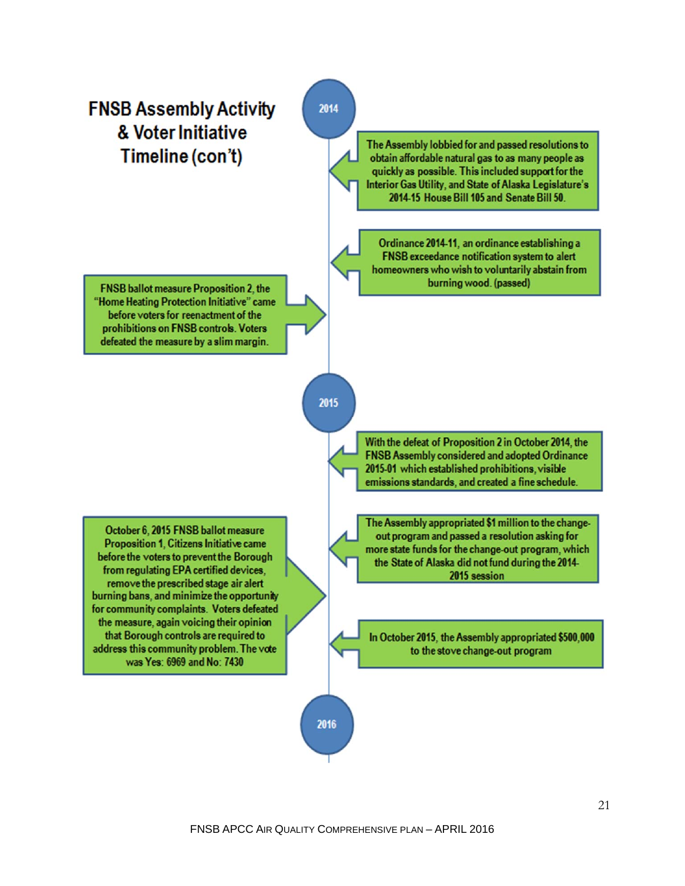# FNSB Assembly Activity & Voter Initiative Timeline (con't)

## 2014

The Assembly lobbied for and passed resolutions to obtain affordable natural gas to as many people as quickly as possible. This included support for the Interior Gas Utility, and State of Alaska Legislature's 2014-15 House Bill 105 and Senate Bill 50.

Ordinance 2014-11, an ordinance establishing a FNSB exceedance notification system to alert homeowners who wish to voluntarily abstain from burning wood. (passed)

FNSB ballot measure Proposition 2, the "Home Heating Protection Initiative" came before voters for reenactment of the prohibitions on FNSB controls. Voters defeated the measure by a slim margin.

## 2015

With the defeat of Proposition 2 in October 2014, the FNSB Assembly considered and adopted Ordinance 2015-01 which established prohibitions, visible emissions standards, and created a fine schedule.

The Assembly appropriated $1 million to the change-out program and passed a resolution asking for more state funds for the change-out program, which the State of Alaska did not fund during the 2014-2015 session

October 6, 2015 FNSB ballot measure Proposition 1, Citizens Initiative came before the voters to prevent the Borough from regulating EPA certified devices, remove the prescribed stage air alert burning bans, and minimize the opportunity for community complaints. Voters defeated the measure, again voicing their opinion that Borough controls are required to address this community problem. The vote was Yes: 6969 and No: 7430

In October 2015, the Assembly appropriated $500,000 to the stove change-out program

## 2016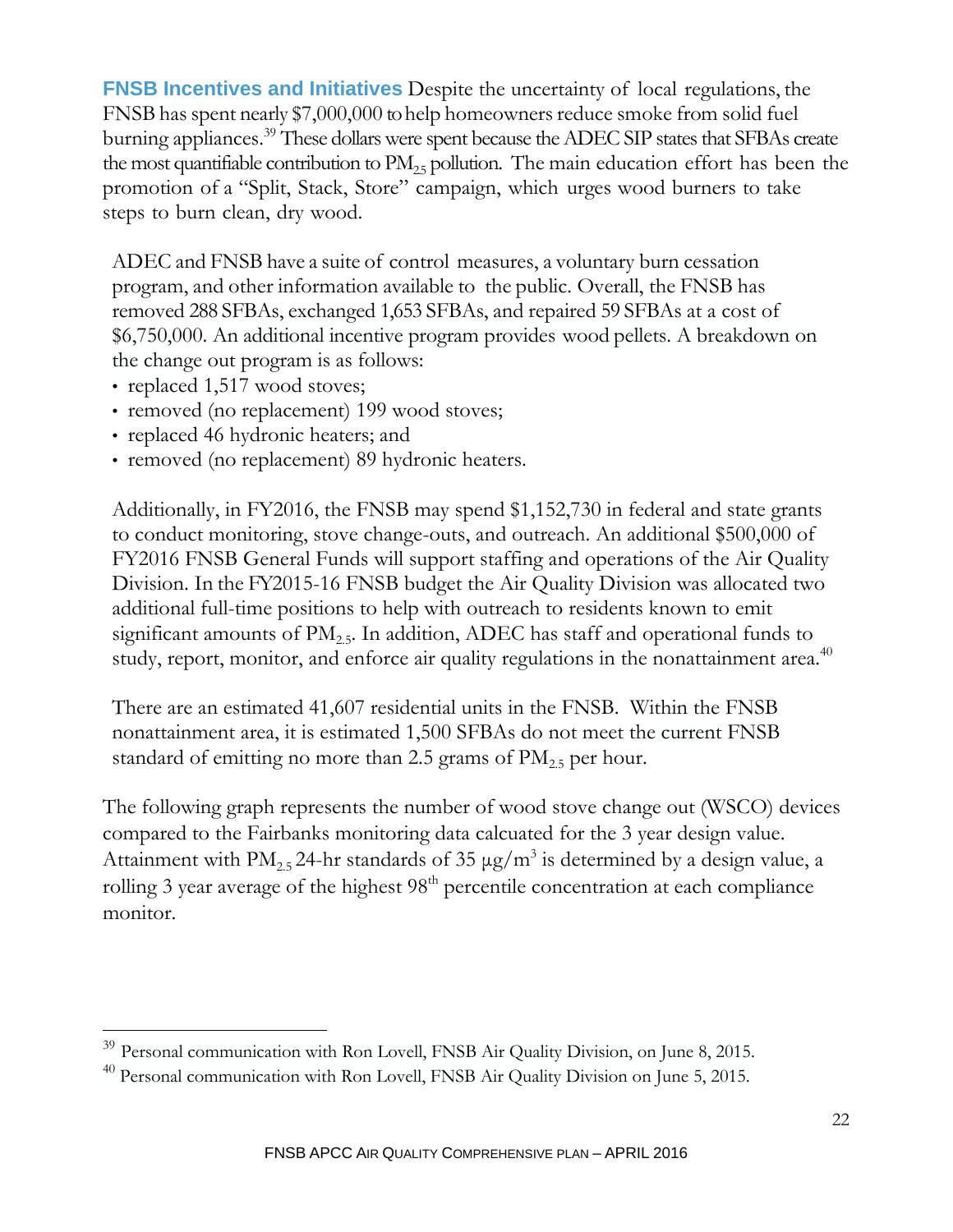**FNSB Incentives and Initiatives** Despite the uncertainty of local regulations, the FNSB has spent nearly $7,000,000 to help homeowners reduce smoke from solid fuel burning appliances.[39] These dollars were spent because the ADEC SIP states that SFBAs create the most quantifiable contribution to $PM_{2.5}$ pollution. The main education effort has been the promotion of a "Split, Stack, Store" campaign, which urges wood burners to take steps to burn clean, dry wood.

ADEC and FNSB have a suite of control measures, a voluntary burn cessation program, and other information available to the public. Overall, the FNSB has removed 288 SFBAs, exchanged 1,653 SFBAs, and repaired 59 SFBAs at a cost of $6,750,000. An additional incentive program provides wood pellets. A breakdown on the change out program is as follows:

- replaced 1,517 wood stoves;
- removed (no replacement) 199 wood stoves;
- replaced 46 hydronic heaters; and
- removed (no replacement) 89 hydronic heaters.

Additionally, in FY2016, the FNSB may spend $1,152,730 in federal and state grants to conduct monitoring, stove change-outs, and outreach. An additional $500,000 of FY2016 FNSB General Funds will support staffing and operations of the Air Quality Division. In the FY2015-16 FNSB budget the Air Quality Division was allocated two additional full-time positions to help with outreach to residents known to emit significant amounts of $PM_{2.5}$. In addition, ADEC has staff and operational funds to study, report, monitor, and enforce air quality regulations in the nonattainment area.[40]

There are an estimated 41,607 residential units in the FNSB. Within the FNSB nonattainment area, it is estimated 1,500 SFBAs do not meet the current FNSB standard of emitting no more than 2.5 grams of $PM_{2.5}$ per hour.

The following graph represents the number of wood stove change out (WSCO) devices compared to the Fairbanks monitoring data calcuated for the 3 year design value. Attainment with $PM_{2.5}$ 24-hr standards of 35 $\mu g/m^3$ is determined by a design value, a rolling 3 year average of the highest $98^{th}$ percentile concentration at each compliance monitor.

---

[39] Personal communication with Ron Lovell, FNSB Air Quality Division, on June 8, 2015.

[40] Personal communication with Ron Lovell, FNSB Air Quality Division on June 5, 2015.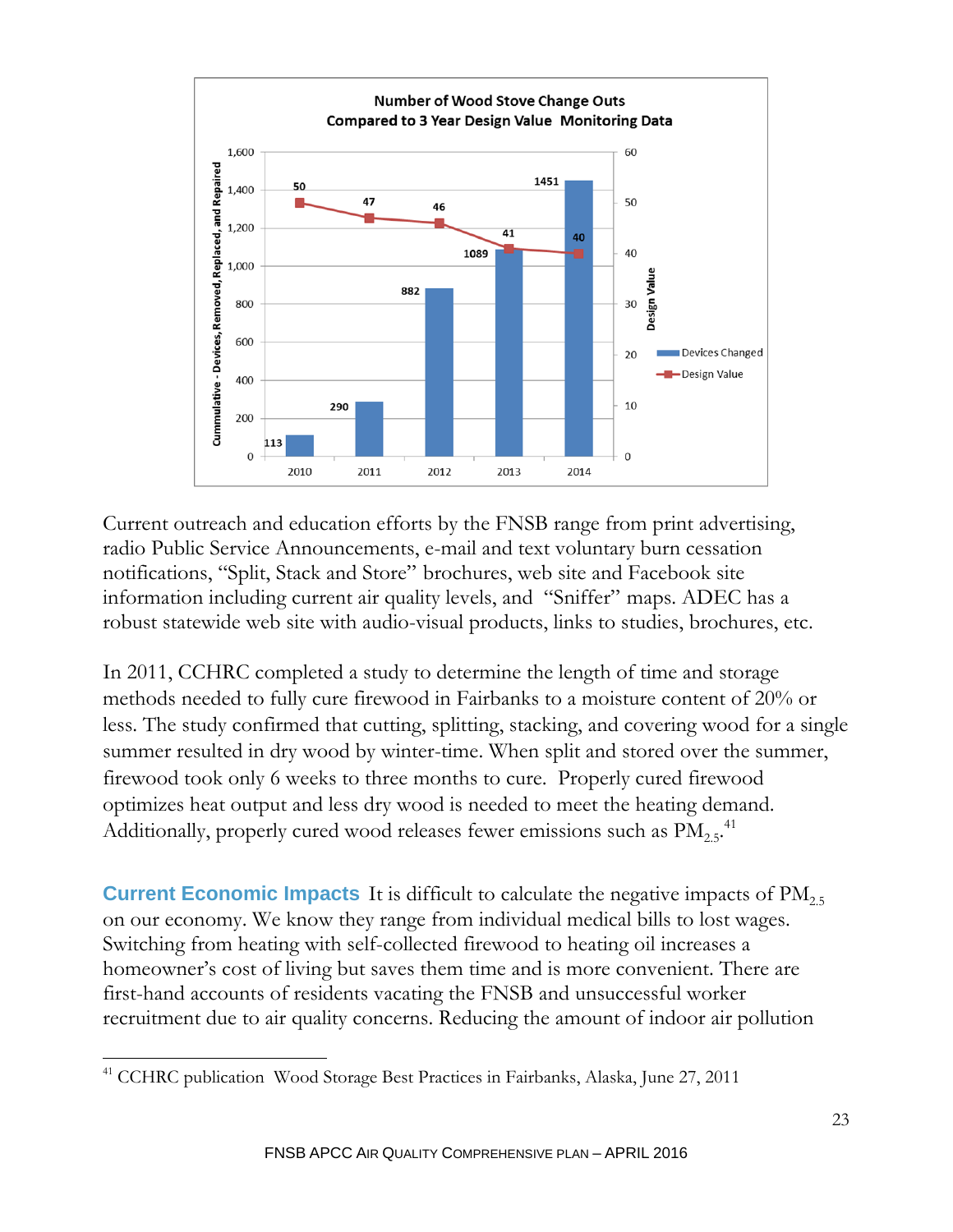**Number of Wood Stove Change Outs Compared to 3 Year Design Value Monitoring Data**

| Year | Cummulative - Devices, Removed, Replaced, and Repaired | Design Value |
|---|---|---|
| 2010 | 113 | 50 |
| 2011 | 290 | 47 |
| 2012 | 882 | 46 |
| 2013 | 1089 | 41 |
| 2014 | 1451 | 40 |

Current outreach and education efforts by the FNSB range from print advertising, radio Public Service Announcements, e-mail and text voluntary burn cessation notifications, "Split, Stack and Store" brochures, web site and Facebook site information including current air quality levels, and "Sniffer" maps. ADEC has a robust statewide web site with audio-visual products, links to studies, brochures, etc.

In 2011, CCHRC completed a study to determine the length of time and storage methods needed to fully cure firewood in Fairbanks to a moisture content of 20% or less. The study confirmed that cutting, splitting, stacking, and covering wood for a single summer resulted in dry wood by winter-time. When split and stored over the summer, firewood took only 6 weeks to three months to cure. Properly cured firewood optimizes heat output and less dry wood is needed to meet the heating demand. Additionally, properly cured wood releases fewer emissions such as $PM_{2.5}$.[41]

**Current Economic Impacts** It is difficult to calculate the negative impacts of $PM_{2.5}$ on our economy. We know they range from individual medical bills to lost wages. Switching from heating with self-collected firewood to heating oil increases a homeowner's cost of living but saves them time and is more convenient. There are first-hand accounts of residents vacating the FNSB and unsuccessful worker recruitment due to air quality concerns. Reducing the amount of indoor air pollution

[41] CCHRC publication Wood Storage Best Practices in Fairbanks, Alaska, June 27, 2011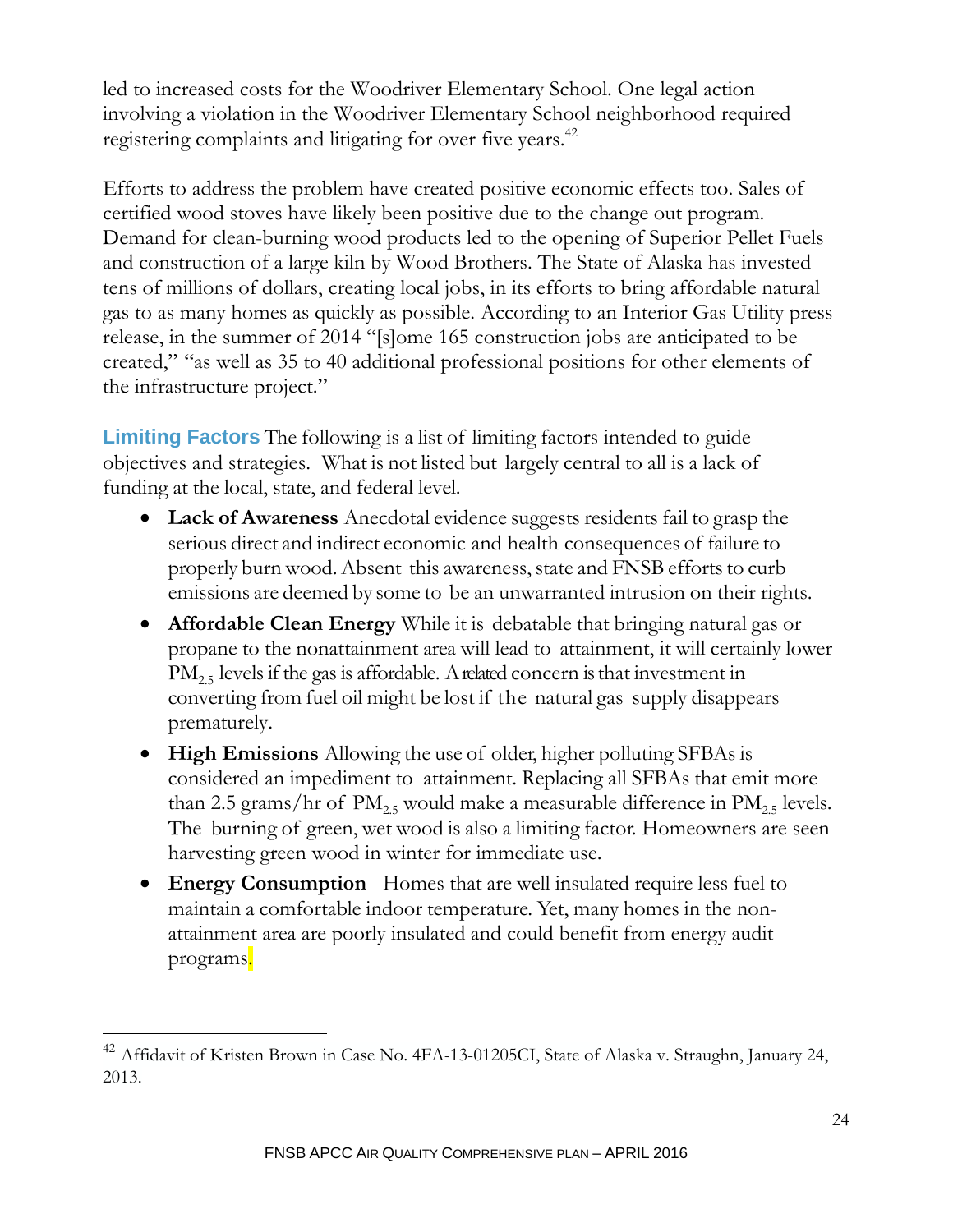led to increased costs for the Woodriver Elementary School. One legal action involving a violation in the Woodriver Elementary School neighborhood required registering complaints and litigating for over five years.[42]

Efforts to address the problem have created positive economic effects too. Sales of certified wood stoves have likely been positive due to the change out program. Demand for clean-burning wood products led to the opening of Superior Pellet Fuels and construction of a large kiln by Wood Brothers. The State of Alaska has invested tens of millions of dollars, creating local jobs, in its efforts to bring affordable natural gas to as many homes as quickly as possible. According to an Interior Gas Utility press release, in the summer of 2014 "[s]ome 165 construction jobs are anticipated to be created," "as well as 35 to 40 additional professional positions for other elements of the infrastructure project."

**Limiting Factors** The following is a list of limiting factors intended to guide objectives and strategies. What is not listed but largely central to all is a lack of funding at the local, state, and federal level.

- **Lack of Awareness** Anecdotal evidence suggests residents fail to grasp the serious direct and indirect economic and health consequences of failure to properly burn wood. Absent this awareness, state and FNSB efforts to curb emissions are deemed by some to be an unwarranted intrusion on their rights.
- **Affordable Clean Energy** While it is debatable that bringing natural gas or propane to the nonattainment area will lead to attainment, it will certainly lower $PM_{2.5}$ levels if the gas is affordable. A related concern is that investment in converting from fuel oil might be lost if the natural gas supply disappears prematurely.
- **High Emissions** Allowing the use of older, higher polluting SFBAs is considered an impediment to attainment. Replacing all SFBAs that emit more than 2.5 grams/hr of $PM_{2.5}$ would make a measurable difference in $PM_{2.5}$ levels. The burning of green, wet wood is also a limiting factor. Homeowners are seen harvesting green wood in winter for immediate use.
- **Energy Consumption** Homes that are well insulated require less fuel to maintain a comfortable indoor temperature. Yet, many homes in the non-attainment area are poorly insulated and could benefit from energy audit programs.

[42] Affidavit of Kristen Brown in Case No. 4FA-13-01205CI, State of Alaska v. Straughn, January 24, 2013.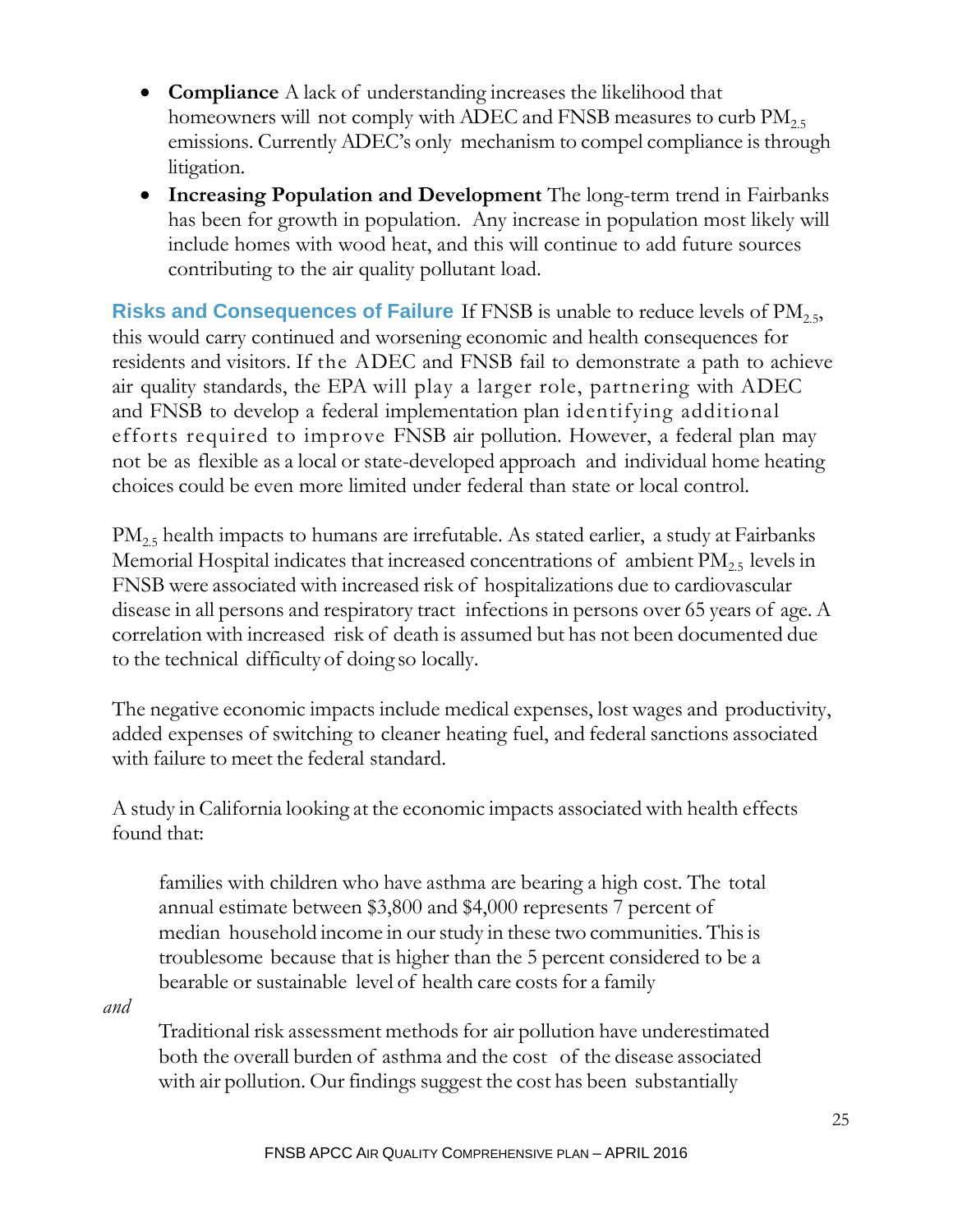- **Compliance** A lack of understanding increases the likelihood that homeowners will not comply with ADEC and FNSB measures to curb $PM_{2.5}$ emissions. Currently ADEC's only mechanism to compel compliance is through litigation.
- **Increasing Population and Development** The long-term trend in Fairbanks has been for growth in population. Any increase in population most likely will include homes with wood heat, and this will continue to add future sources contributing to the air quality pollutant load.

**Risks and Consequences of Failure** If FNSB is unable to reduce levels of $PM_{2.5}$, this would carry continued and worsening economic and health consequences for residents and visitors. If the ADEC and FNSB fail to demonstrate a path to achieve air quality standards, the EPA will play a larger role, partnering with ADEC and FNSB to develop a federal implementation plan identifying additional efforts required to improve FNSB air pollution. However, a federal plan may not be as flexible as a local or state-developed approach and individual home heating choices could be even more limited under federal than state or local control.

$PM_{2.5}$ health impacts to humans are irrefutable. As stated earlier, a study at Fairbanks Memorial Hospital indicates that increased concentrations of ambient $PM_{2.5}$ levels in FNSB were associated with increased risk of hospitalizations due to cardiovascular disease in all persons and respiratory tract infections in persons over 65 years of age. A correlation with increased risk of death is assumed but has not been documented due to the technical difficulty of doing so locally.

The negative economic impacts include medical expenses, lost wages and productivity, added expenses of switching to cleaner heating fuel, and federal sanctions associated with failure to meet the federal standard.

A study in California looking at the economic impacts associated with health effects found that:

> families with children who have asthma are bearing a high cost. The total annual estimate between $3,800 and $4,000 represents 7 percent of median household income in our study in these two communities. This is troublesome because that is higher than the 5 percent considered to be a bearable or sustainable level of health care costs for a family

*and*

> Traditional risk assessment methods for air pollution have underestimated both the overall burden of asthma and the cost of the disease associated with air pollution. Our findings suggest the cost has been substantially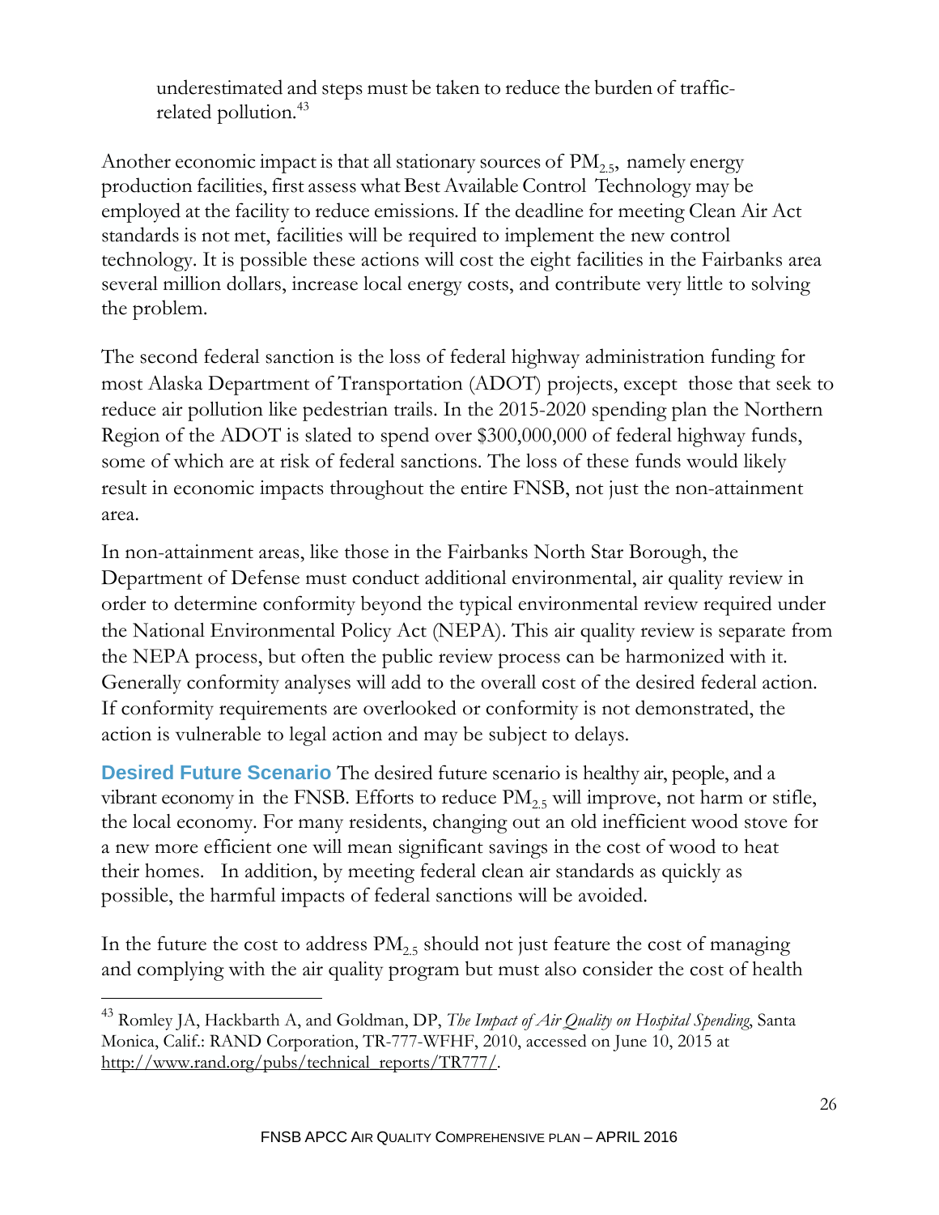underestimated and steps must be taken to reduce the burden of traffic-related pollution.[43]

Another economic impact is that all stationary sources of $PM_{2.5}$, namely energy production facilities, first assess what Best Available Control Technology may be employed at the facility to reduce emissions. If the deadline for meeting Clean Air Act standards is not met, facilities will be required to implement the new control technology. It is possible these actions will cost the eight facilities in the Fairbanks area several million dollars, increase local energy costs, and contribute very little to solving the problem.

The second federal sanction is the loss of federal highway administration funding for most Alaska Department of Transportation (ADOT) projects, except those that seek to reduce air pollution like pedestrian trails. In the 2015-2020 spending plan the Northern Region of the ADOT is slated to spend over $300,000,000 of federal highway funds, some of which are at risk of federal sanctions. The loss of these funds would likely result in economic impacts throughout the entire FNSB, not just the non-attainment area.

In non-attainment areas, like those in the Fairbanks North Star Borough, the Department of Defense must conduct additional environmental, air quality review in order to determine conformity beyond the typical environmental review required under the National Environmental Policy Act (NEPA). This air quality review is separate from the NEPA process, but often the public review process can be harmonized with it. Generally conformity analyses will add to the overall cost of the desired federal action. If conformity requirements are overlooked or conformity is not demonstrated, the action is vulnerable to legal action and may be subject to delays.

**Desired Future Scenario** The desired future scenario is healthy air, people, and a vibrant economy in the FNSB. Efforts to reduce $PM_{2.5}$ will improve, not harm or stifle, the local economy. For many residents, changing out an old inefficient wood stove for a new more efficient one will mean significant savings in the cost of wood to heat their homes. In addition, by meeting federal clean air standards as quickly as possible, the harmful impacts of federal sanctions will be avoided.

In the future the cost to address $PM_{2.5}$ should not just feature the cost of managing and complying with the air quality program but must also consider the cost of health

---

[43] Romley JA, Hackbarth A, and Goldman, DP, *The Impact of Air Quality on Hospital Spending*, Santa Monica, Calif.: RAND Corporation, TR-777-WFHF, 2010, accessed on June 10, 2015 at http://www.rand.org/pubs/technical_reports/TR777/.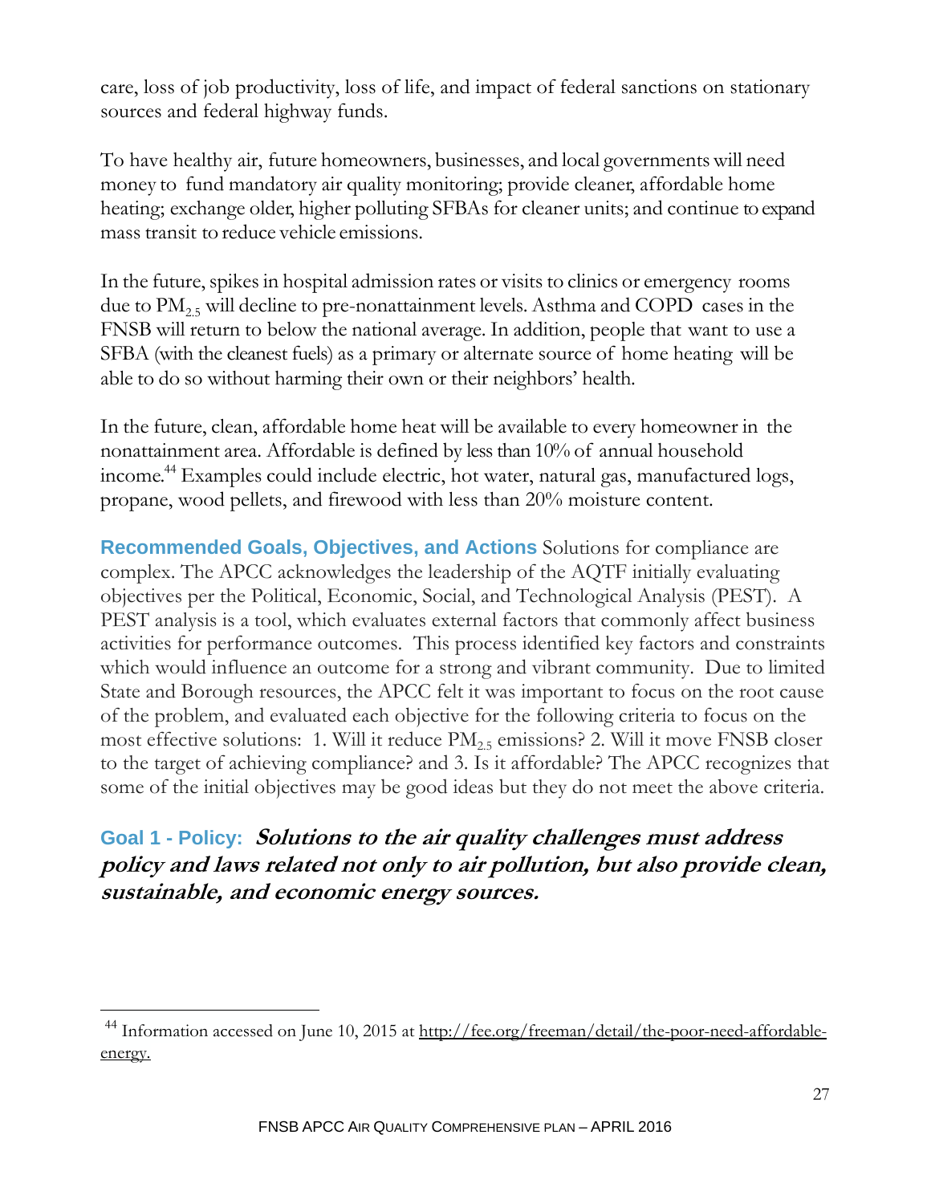care, loss of job productivity, loss of life, and impact of federal sanctions on stationary sources and federal highway funds.

To have healthy air, future homeowners, businesses, and local governments will need money to fund mandatory air quality monitoring; provide cleaner, affordable home heating; exchange older, higher polluting SFBAs for cleaner units; and continue to expand mass transit to reduce vehicle emissions.

In the future, spikes in hospital admission rates or visits to clinics or emergency rooms due to $PM_{2.5}$ will decline to pre-nonattainment levels. Asthma and COPD cases in the FNSB will return to below the national average. In addition, people that want to use a SFBA (with the cleanest fuels) as a primary or alternate source of home heating will be able to do so without harming their own or their neighbors' health.

In the future, clean, affordable home heat will be available to every homeowner in the nonattainment area. Affordable is defined by less than 10% of annual household income.[44] Examples could include electric, hot water, natural gas, manufactured logs, propane, wood pellets, and firewood with less than 20% moisture content.

**Recommended Goals, Objectives, and Actions** Solutions for compliance are complex. The APCC acknowledges the leadership of the AQTF initially evaluating objectives per the Political, Economic, Social, and Technological Analysis (PEST). A PEST analysis is a tool, which evaluates external factors that commonly affect business activities for performance outcomes. This process identified key factors and constraints which would influence an outcome for a strong and vibrant community. Due to limited State and Borough resources, the APCC felt it was important to focus on the root cause of the problem, and evaluated each objective for the following criteria to focus on the most effective solutions: 1. Will it reduce $PM_{2.5}$ emissions? 2. Will it move FNSB closer to the target of achieving compliance? and 3. Is it affordable? The APCC recognizes that some of the initial objectives may be good ideas but they do not meet the above criteria.

## Goal 1 - Policy: *Solutions to the air quality challenges must address policy and laws related not only to air pollution, but also provide clean, sustainable, and economic energy sources.*

---

[44] Information accessed on June 10, 2015 at http://fee.org/freeman/detail/the-poor-need-affordable-energy.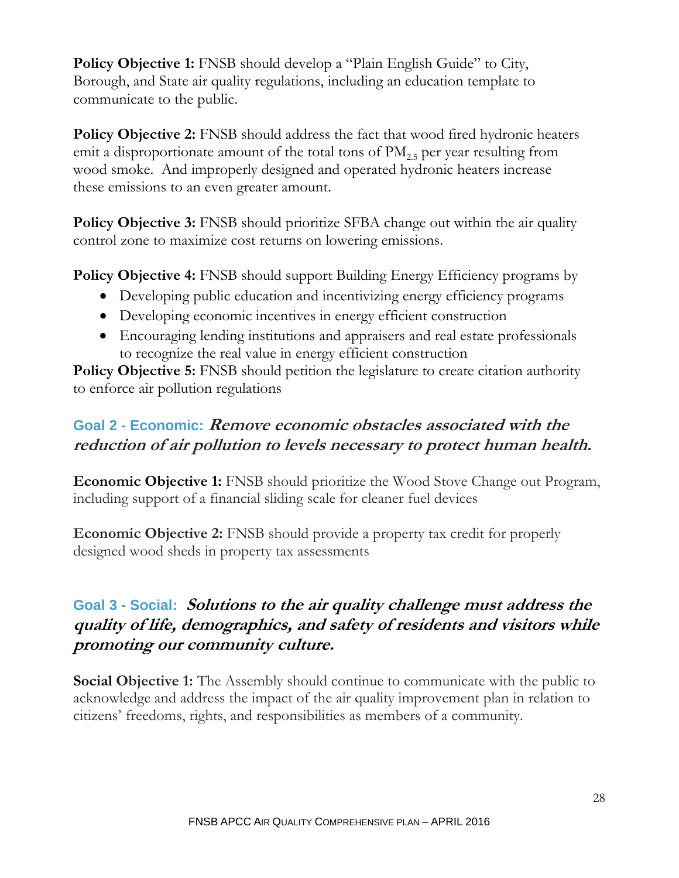**Policy Objective 1:** FNSB should develop a "Plain English Guide" to City, Borough, and State air quality regulations, including an education template to communicate to the public.

**Policy Objective 2:** FNSB should address the fact that wood fired hydronic heaters emit a disproportionate amount of the total tons of $PM_{2.5}$ per year resulting from wood smoke. And improperly designed and operated hydronic heaters increase these emissions to an even greater amount.

**Policy Objective 3:** FNSB should prioritize SFBA change out within the air quality control zone to maximize cost returns on lowering emissions.

**Policy Objective 4:** FNSB should support Building Energy Efficiency programs by

- Developing public education and incentivizing energy efficiency programs
- Developing economic incentives in energy efficient construction
- Encouraging lending institutions and appraisers and real estate professionals to recognize the real value in energy efficient construction

**Policy Objective 5:** FNSB should petition the legislature to create citation authority to enforce air pollution regulations

## Goal 2 - Economic: ***Remove economic obstacles associated with the reduction of air pollution to levels necessary to protect human health.***

**Economic Objective 1:** FNSB should prioritize the Wood Stove Change out Program, including support of a financial sliding scale for cleaner fuel devices

**Economic Objective 2:** FNSB should provide a property tax credit for properly designed wood sheds in property tax assessments

## Goal 3 - Social: ***Solutions to the air quality challenge must address the quality of life, demographics, and safety of residents and visitors while promoting our community culture.***

**Social Objective 1:** The Assembly should continue to communicate with the public to acknowledge and address the impact of the air quality improvement plan in relation to citizens' freedoms, rights, and responsibilities as members of a community.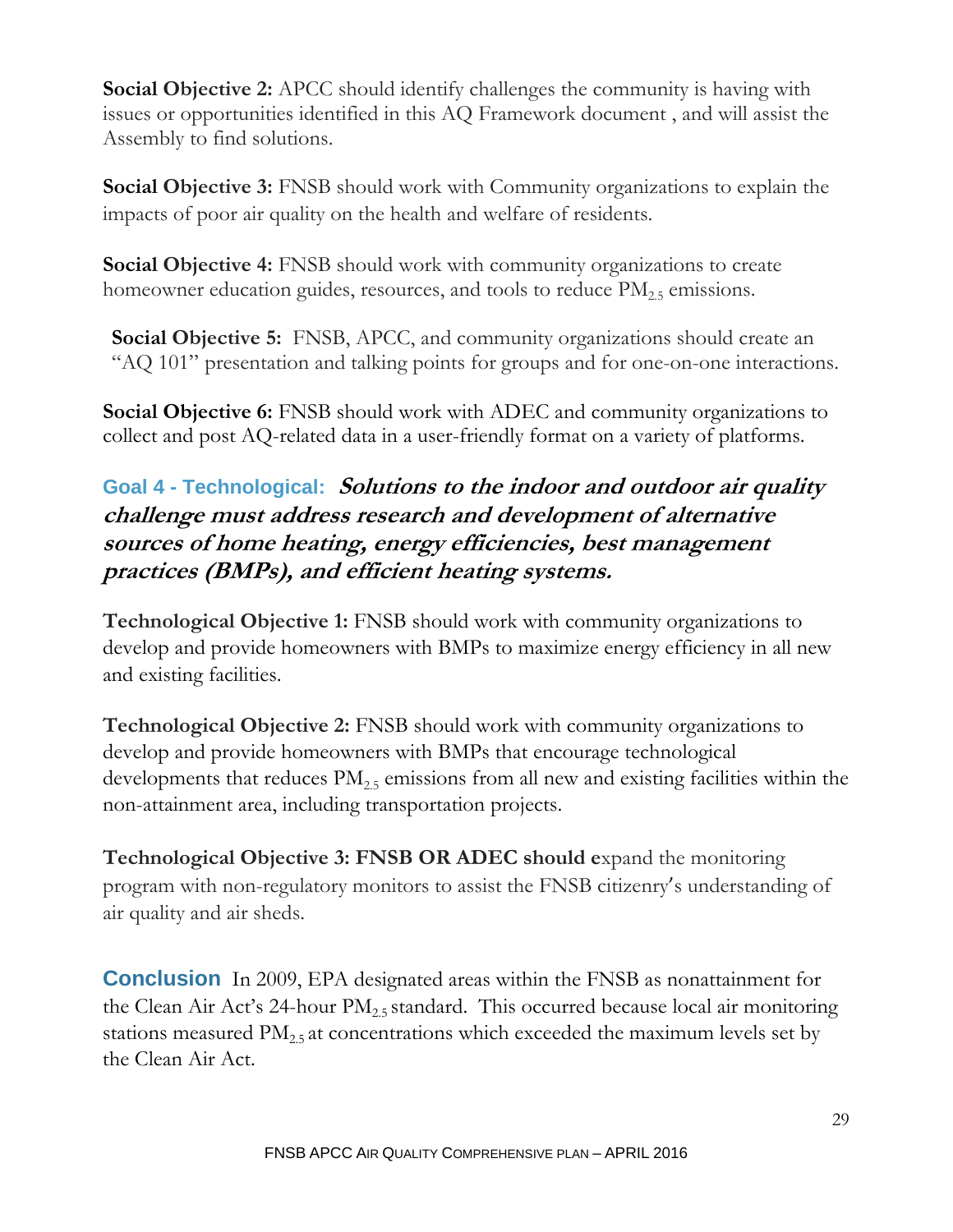**Social Objective 2:** APCC should identify challenges the community is having with issues or opportunities identified in this AQ Framework document , and will assist the Assembly to find solutions.

**Social Objective 3:** FNSB should work with Community organizations to explain the impacts of poor air quality on the health and welfare of residents.

**Social Objective 4:** FNSB should work with community organizations to create homeowner education guides, resources, and tools to reduce $PM_{2.5}$ emissions.

**Social Objective 5:** FNSB, APCC, and community organizations should create an "AQ 101" presentation and talking points for groups and for one-on-one interactions.

**Social Objective 6:** FNSB should work with ADEC and community organizations to collect and post AQ-related data in a user-friendly format on a variety of platforms.

### Goal 4 - Technological: ***Solutions to the indoor and outdoor air quality challenge must address research and development of alternative sources of home heating, energy efficiencies, best management practices (BMPs), and efficient heating systems.***

**Technological Objective 1:** FNSB should work with community organizations to develop and provide homeowners with BMPs to maximize energy efficiency in all new and existing facilities.

**Technological Objective 2:** FNSB should work with community organizations to develop and provide homeowners with BMPs that encourage technological developments that reduces $PM_{2.5}$ emissions from all new and existing facilities within the non-attainment area, including transportation projects.

**Technological Objective 3: FNSB OR ADEC should e**xpand the monitoring program with non-regulatory monitors to assist the FNSB citizenry's understanding of air quality and air sheds.

**Conclusion** In 2009, EPA designated areas within the FNSB as nonattainment for the Clean Air Act's 24-hour $PM_{2.5}$ standard. This occurred because local air monitoring stations measured $PM_{2.5}$ at concentrations which exceeded the maximum levels set by the Clean Air Act.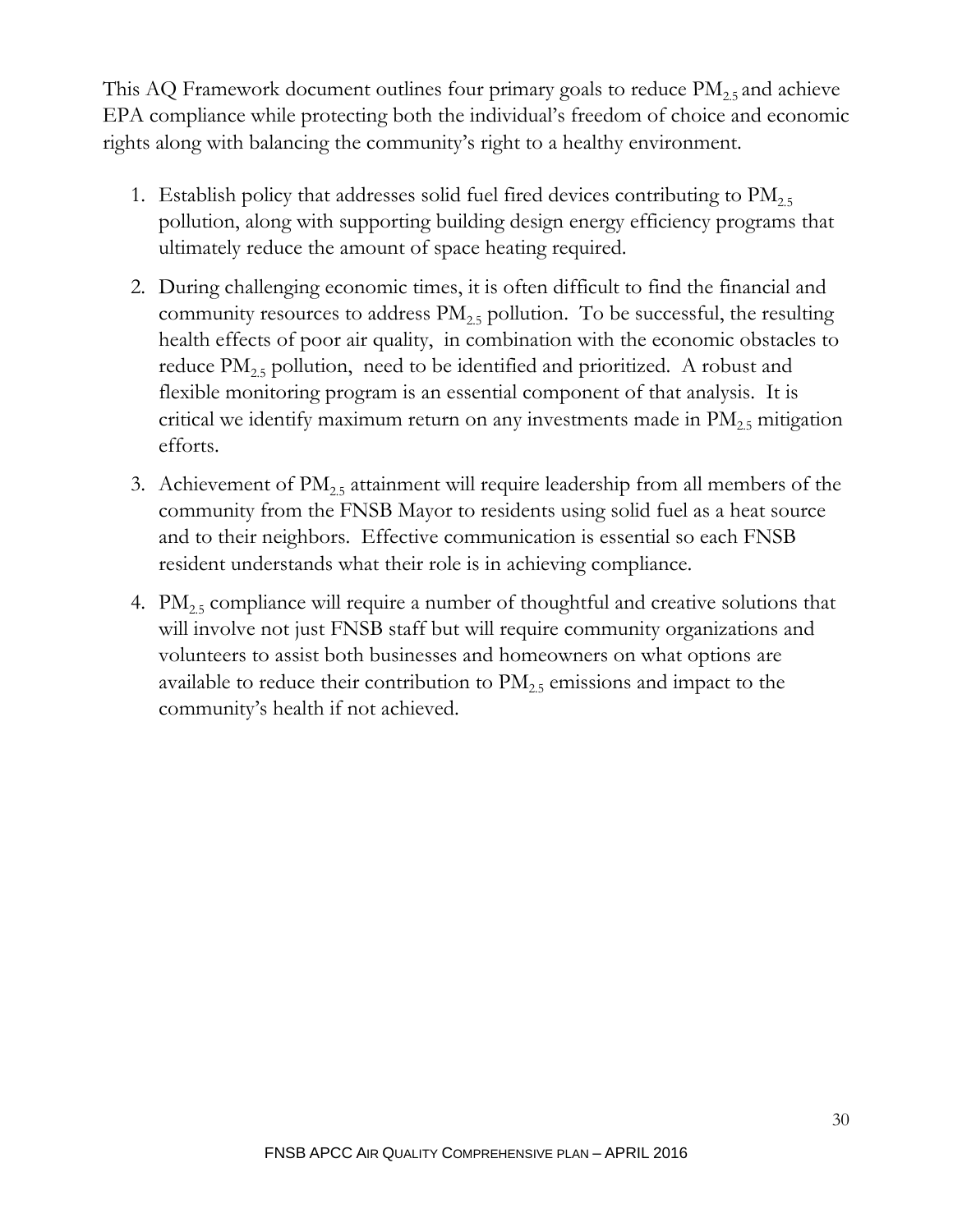This AQ Framework document outlines four primary goals to reduce $PM_{2.5}$ and achieve EPA compliance while protecting both the individual's freedom of choice and economic rights along with balancing the community's right to a healthy environment.

1. Establish policy that addresses solid fuel fired devices contributing to $PM_{2.5}$ pollution, along with supporting building design energy efficiency programs that ultimately reduce the amount of space heating required.
2. During challenging economic times, it is often difficult to find the financial and community resources to address $PM_{2.5}$ pollution. To be successful, the resulting health effects of poor air quality, in combination with the economic obstacles to reduce $PM_{2.5}$ pollution, need to be identified and prioritized. A robust and flexible monitoring program is an essential component of that analysis. It is critical we identify maximum return on any investments made in $PM_{2.5}$ mitigation efforts.
3. Achievement of $PM_{2.5}$ attainment will require leadership from all members of the community from the FNSB Mayor to residents using solid fuel as a heat source and to their neighbors. Effective communication is essential so each FNSB resident understands what their role is in achieving compliance.
4. $PM_{2.5}$ compliance will require a number of thoughtful and creative solutions that will involve not just FNSB staff but will require community organizations and volunteers to assist both businesses and homeowners on what options are available to reduce their contribution to $PM_{2.5}$ emissions and impact to the community's health if not achieved.